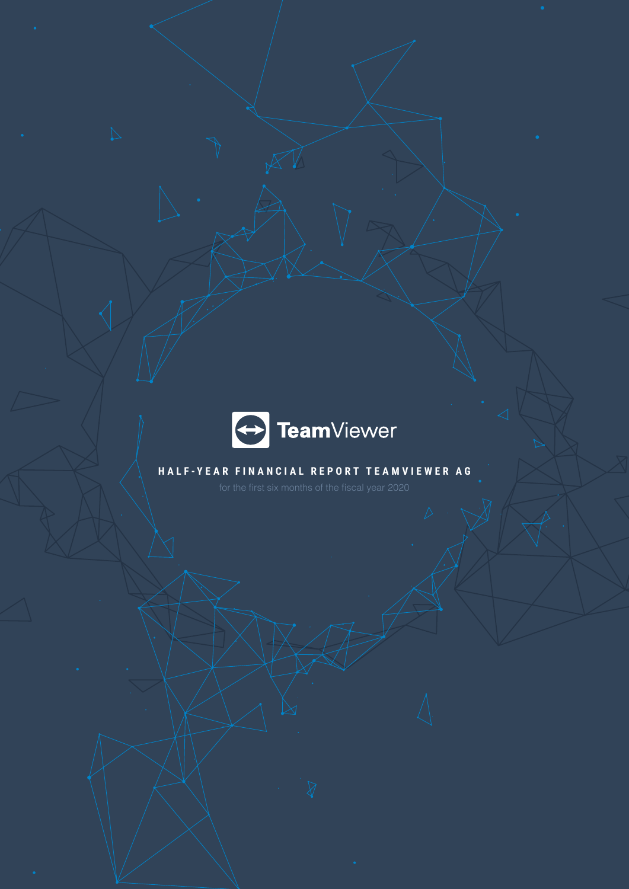TeamViewer

# HALF-YEAR FINANCIAL REPORT TEAMVIEWER AG

for the first six months of the fiscal year 2020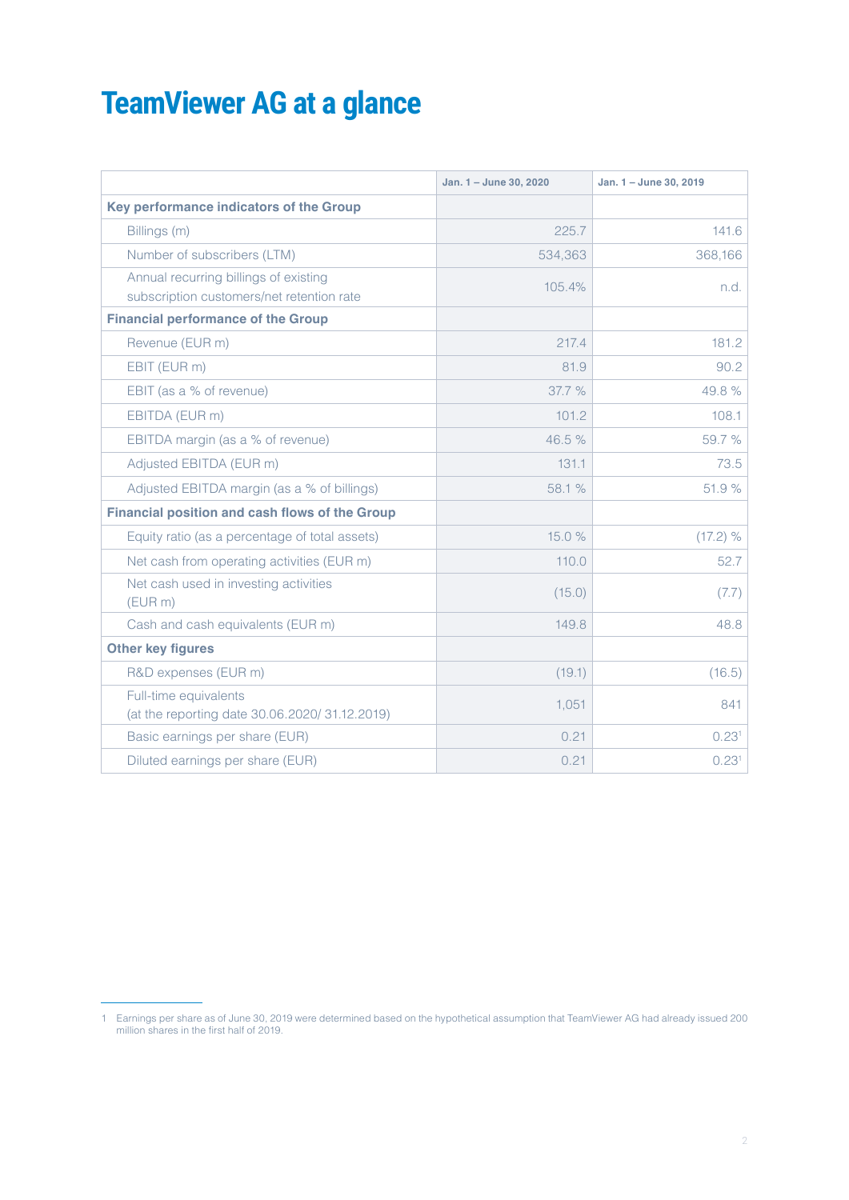# TeamViewer AG at a glance

| | Jan. 1 – June 30, 2020 | Jan. 1 – June 30, 2019 |
|---|---|---|
| **Key performance indicators of the Group** | | |
| Billings (m) | 225.7 | 141.6 |
| Number of subscribers (LTM) | 534,363 | 368,166 |
| Annual recurring billings of existing subscription customers/net retention rate | 105.4% | n.d. |
| **Financial performance of the Group** | | |
| Revenue (EUR m) | 217.4 | 181.2 |
| EBIT (EUR m) | 81.9 | 90.2 |
| EBIT (as a % of revenue) | 37.7 % | 49.8 % |
| EBITDA (EUR m) | 101.2 | 108.1 |
| EBITDA margin (as a % of revenue) | 46.5 % | 59.7 % |
| Adjusted EBITDA (EUR m) | 131.1 | 73.5 |
| Adjusted EBITDA margin (as a % of billings) | 58.1 % | 51.9 % |
| **Financial position and cash flows of the Group** | | |
| Equity ratio (as a percentage of total assets) | 15.0 % | (17.2) % |
| Net cash from operating activities (EUR m) | 110.0 | 52.7 |
| Net cash used in investing activities (EUR m) | (15.0) | (7.7) |
| Cash and cash equivalents (EUR m) | 149.8 | 48.8 |
| **Other key figures** | | |
| R&D expenses (EUR m) | (19.1) | (16.5) |
| Full-time equivalents (at the reporting date 30.06.2020/ 31.12.2019) | 1,051 | 841 |
| Basic earnings per share (EUR) | 0.21 | 0.23[1] |
| Diluted earnings per share (EUR) | 0.21 | 0.23[1] |

1 Earnings per share as of June 30, 2019 were determined based on the hypothetical assumption that TeamViewer AG had already issued 200 million shares in the first half of 2019.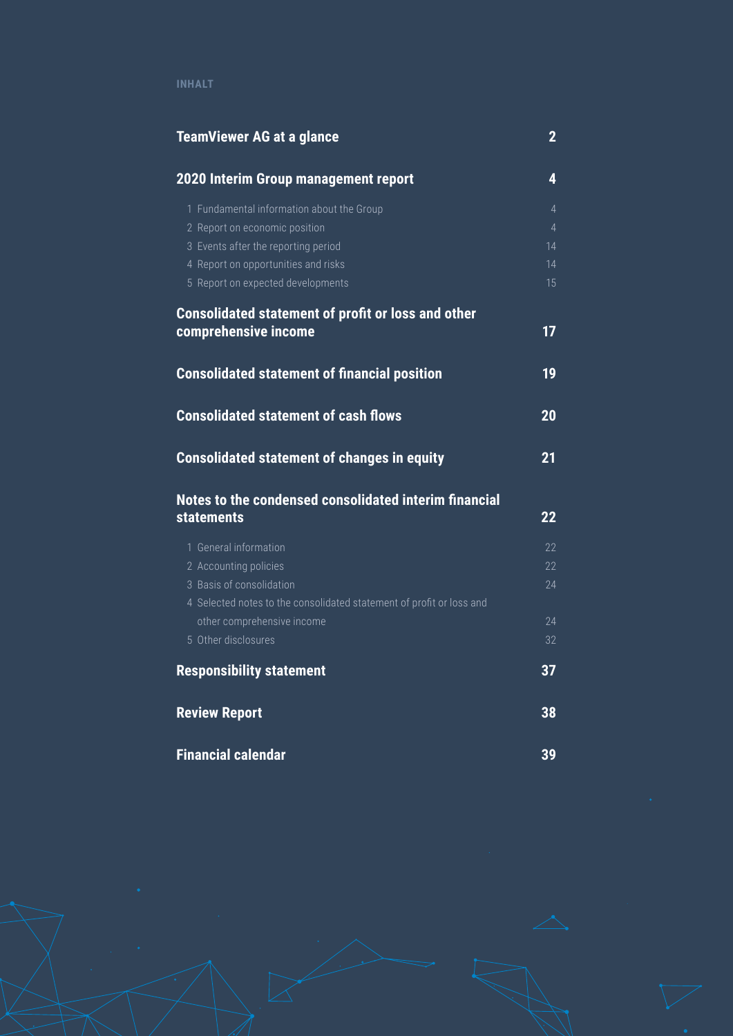INHALT

| | |
|---|---|
| **TeamViewer AG at a glance** | **2** |
| **2020 Interim Group management report** | **4** |
| 1 Fundamental information about the Group | 4 |
| 2 Report on economic position | 4 |
| 3 Events after the reporting period | 14 |
| 4 Report on opportunities and risks | 14 |
| 5 Report on expected developments | 15 |
| **Consolidated statement of profit or loss and other comprehensive income** | **17** |
| **Consolidated statement of financial position** | **19** |
| **Consolidated statement of cash flows** | **20** |
| **Consolidated statement of changes in equity** | **21** |
| **Notes to the condensed consolidated interim financial statements** | **22** |
| 1 General information | 22 |
| 2 Accounting policies | 22 |
| 3 Basis of consolidation | 24 |
| 4 Selected notes to the consolidated statement of profit or loss and other comprehensive income | 24 |
| 5 Other disclosures | 32 |
| **Responsibility statement** | **37** |
| **Review Report** | **38** |
| **Financial calendar** | **39** |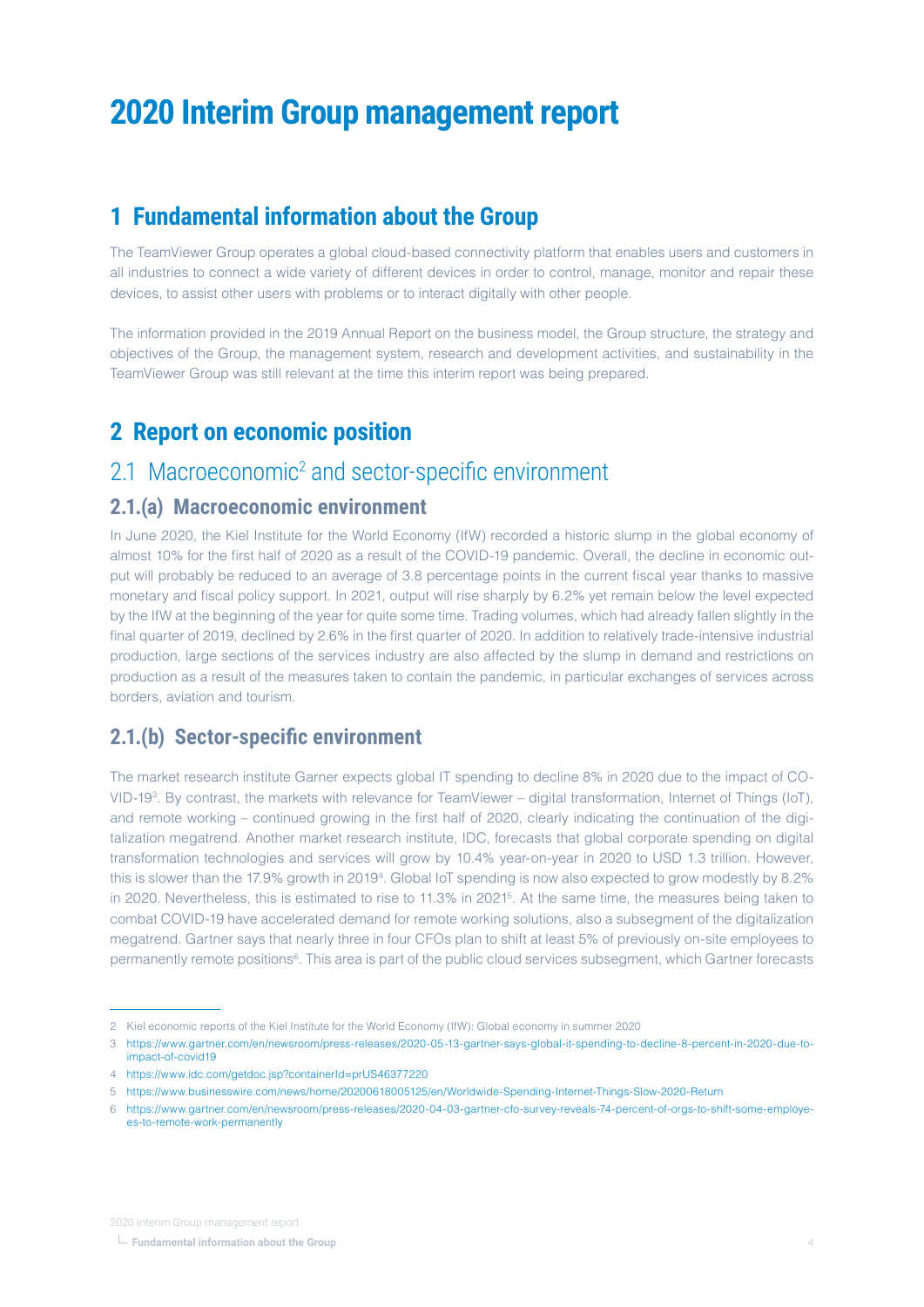# 2020 Interim Group management report

## 1 Fundamental information about the Group

The TeamViewer Group operates a global cloud-based connectivity platform that enables users and customers in all industries to connect a wide variety of different devices in order to control, manage, monitor and repair these devices, to assist other users with problems or to interact digitally with other people.

The information provided in the 2019 Annual Report on the business model, the Group structure, the strategy and objectives of the Group, the management system, research and development activities, and sustainability in the TeamViewer Group was still relevant at the time this interim report was being prepared.

## 2 Report on economic position

### 2.1 Macroeconomic[2] and sector-specific environment

#### 2.1.(a) Macroeconomic environment

In June 2020, the Kiel Institute for the World Economy (IfW) recorded a historic slump in the global economy of almost 10% for the first half of 2020 as a result of the COVID-19 pandemic. Overall, the decline in economic output will probably be reduced to an average of 3.8 percentage points in the current fiscal year thanks to massive monetary and fiscal policy support. In 2021, output will rise sharply by 6.2% yet remain below the level expected by the IfW at the beginning of the year for quite some time. Trading volumes, which had already fallen slightly in the final quarter of 2019, declined by 2.6% in the first quarter of 2020. In addition to relatively trade-intensive industrial production, large sections of the services industry are also affected by the slump in demand and restrictions on production as a result of the measures taken to contain the pandemic, in particular exchanges of services across borders, aviation and tourism.

#### 2.1.(b) Sector-specific environment

The market research institute Garner expects global IT spending to decline 8% in 2020 due to the impact of COVID-19[3]. By contrast, the markets with relevance for TeamViewer – digital transformation, Internet of Things (IoT), and remote working – continued growing in the first half of 2020, clearly indicating the continuation of the digitalization megatrend. Another market research institute, IDC, forecasts that global corporate spending on digital transformation technologies and services will grow by 10.4% year-on-year in 2020 to USD 1.3 trillion. However, this is slower than the 17.9% growth in 2019[4]. Global IoT spending is now also expected to grow modestly by 8.2% in 2020. Nevertheless, this is estimated to rise to 11.3% in 2021[5]. At the same time, the measures being taken to combat COVID-19 have accelerated demand for remote working solutions, also a subsegment of the digitalization megatrend. Gartner says that nearly three in four CFOs plan to shift at least 5% of previously on-site employees to permanently remote positions[6]. This area is part of the public cloud services subsegment, which Gartner forecasts

---

2 Kiel economic reports of the Kiel Institute for the World Economy (IfW): Global economy in summer 2020

3 https://www.gartner.com/en/newsroom/press-releases/2020-05-13-gartner-says-global-it-spending-to-decline-8-percent-in-2020-due-to-impact-of-covid19

4 https://www.idc.com/getdoc.jsp?containerId=prUS46377220

5 https://www.businesswire.com/news/home/20200618005125/en/Worldwide-Spending-Internet-Things-Slow-2020-Return

6 https://www.gartner.com/en/newsroom/press-releases/2020-04-03-gartner-cfo-survey-reveals-74-percent-of-orgs-to-shift-some-employees-to-remote-work-permanently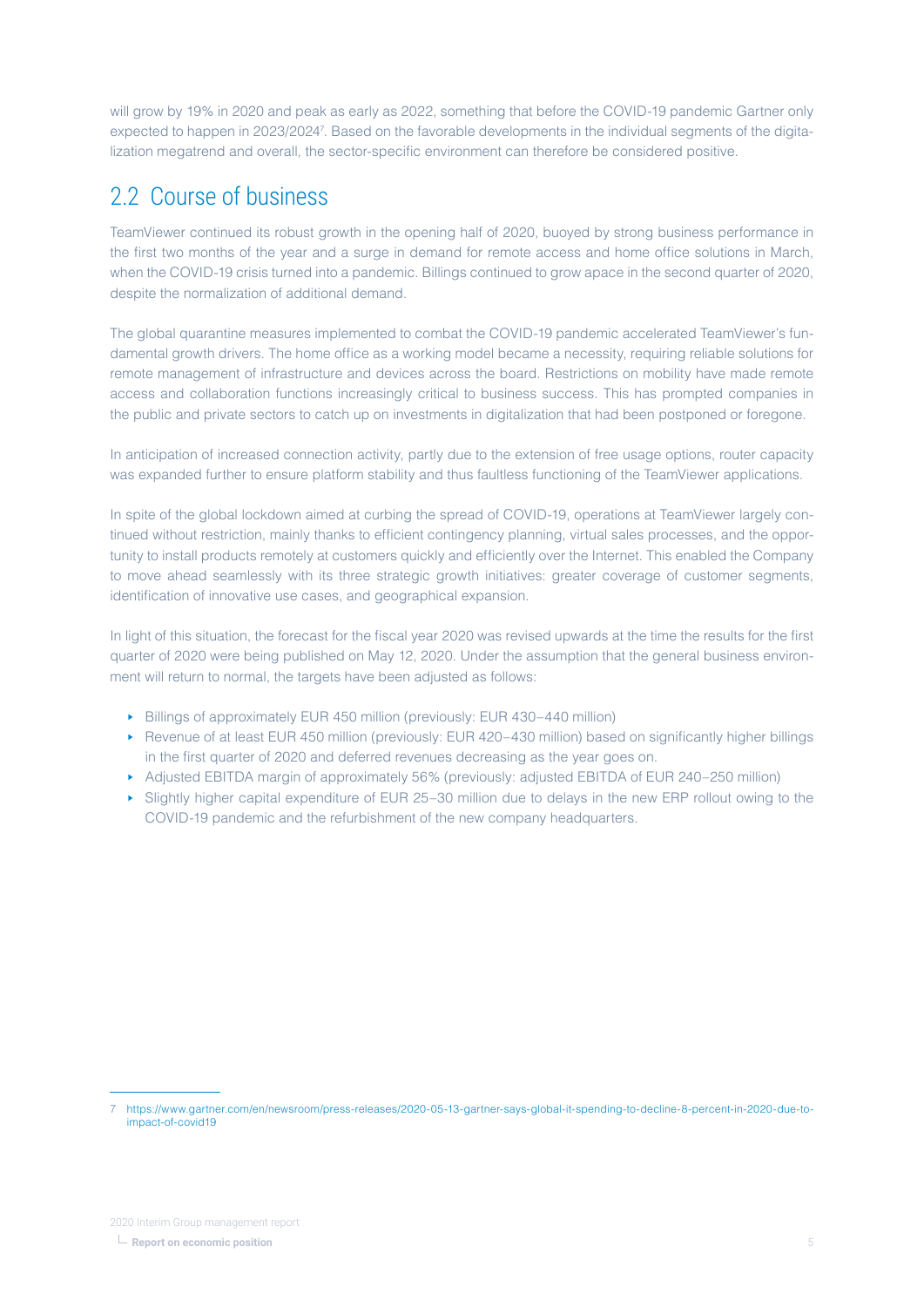will grow by 19% in 2020 and peak as early as 2022, something that before the COVID-19 pandemic Gartner only expected to happen in 2023/2024[7]. Based on the favorable developments in the individual segments of the digitalization megatrend and overall, the sector-specific environment can therefore be considered positive.

## 2.2 Course of business

TeamViewer continued its robust growth in the opening half of 2020, buoyed by strong business performance in the first two months of the year and a surge in demand for remote access and home office solutions in March, when the COVID-19 crisis turned into a pandemic. Billings continued to grow apace in the second quarter of 2020, despite the normalization of additional demand.

The global quarantine measures implemented to combat the COVID-19 pandemic accelerated TeamViewer's fundamental growth drivers. The home office as a working model became a necessity, requiring reliable solutions for remote management of infrastructure and devices across the board. Restrictions on mobility have made remote access and collaboration functions increasingly critical to business success. This has prompted companies in the public and private sectors to catch up on investments in digitalization that had been postponed or foregone.

In anticipation of increased connection activity, partly due to the extension of free usage options, router capacity was expanded further to ensure platform stability and thus faultless functioning of the TeamViewer applications.

In spite of the global lockdown aimed at curbing the spread of COVID-19, operations at TeamViewer largely continued without restriction, mainly thanks to efficient contingency planning, virtual sales processes, and the opportunity to install products remotely at customers quickly and efficiently over the Internet. This enabled the Company to move ahead seamlessly with its three strategic growth initiatives: greater coverage of customer segments, identification of innovative use cases, and geographical expansion.

In light of this situation, the forecast for the fiscal year 2020 was revised upwards at the time the results for the first quarter of 2020 were being published on May 12, 2020. Under the assumption that the general business environment will return to normal, the targets have been adjusted as follows:

- Billings of approximately EUR 450 million (previously: EUR 430–440 million)
- Revenue of at least EUR 450 million (previously: EUR 420–430 million) based on significantly higher billings in the first quarter of 2020 and deferred revenues decreasing as the year goes on.
- Adjusted EBITDA margin of approximately 56% (previously: adjusted EBITDA of EUR 240–250 million)
- Slightly higher capital expenditure of EUR 25–30 million due to delays in the new ERP rollout owing to the COVID-19 pandemic and the refurbishment of the new company headquarters.

---

7 https://www.gartner.com/en/newsroom/press-releases/2020-05-13-gartner-says-global-it-spending-to-decline-8-percent-in-2020-due-to-impact-of-covid19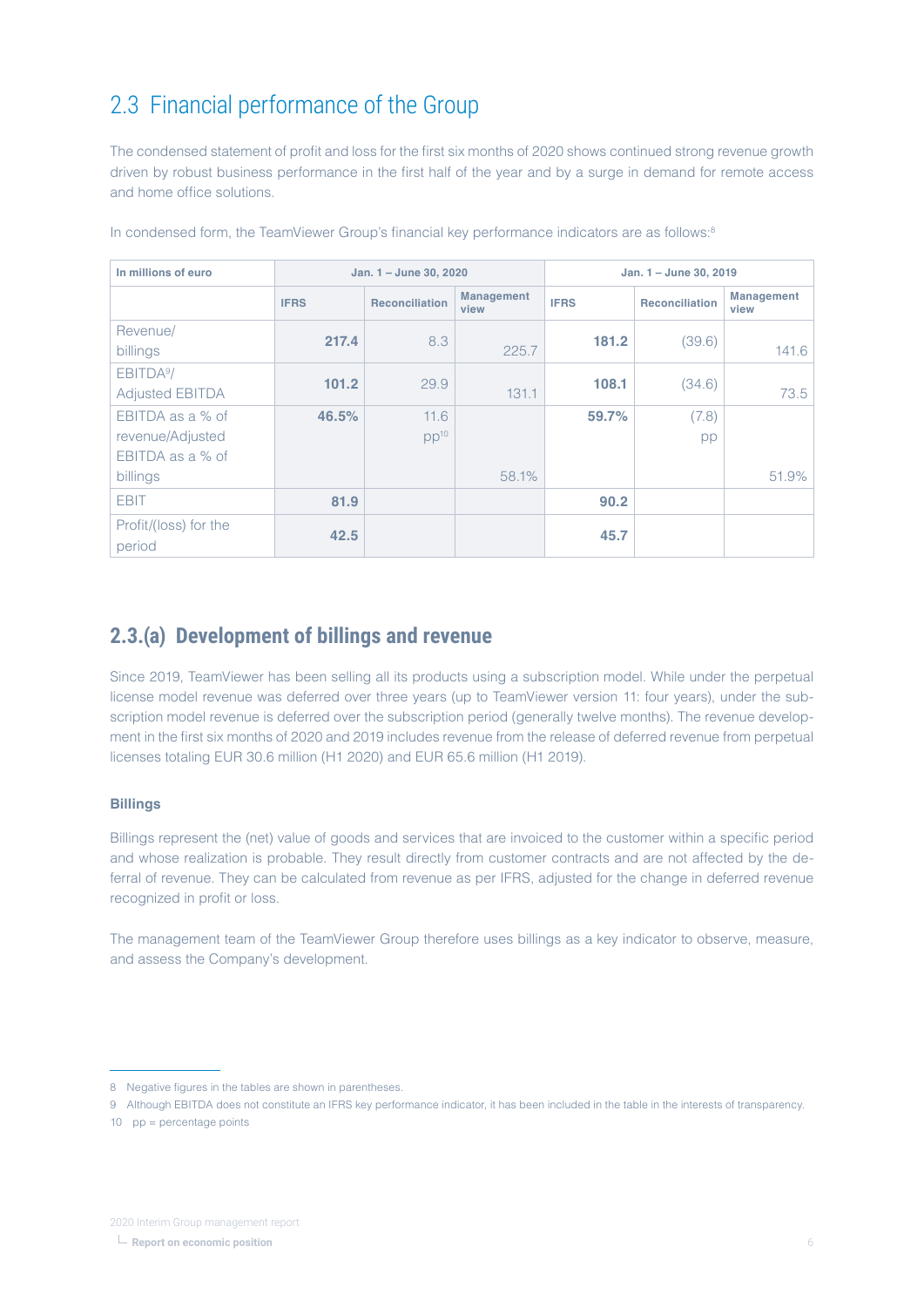## 2.3 Financial performance of the Group

The condensed statement of profit and loss for the first six months of 2020 shows continued strong revenue growth driven by robust business performance in the first half of the year and by a surge in demand for remote access and home office solutions.

In condensed form, the TeamViewer Group's financial key performance indicators are as follows:[8]

| In millions of euro | Jan. 1 – June 30, 2020 | | | Jan. 1 – June 30, 2019 | | |
|---|---|---|---|---|---|---|
| | IFRS | Reconciliation | Management view | IFRS | Reconciliation | Management view |
| Revenue/ billings | **217.4** | 8.3 | 225.7 | **181.2** | (39.6) | 141.6 |
| EBITDA[9]/ Adjusted EBITDA | **101.2** | 29.9 | 131.1 | **108.1** | (34.6) | 73.5 |
| EBITDA as a % of revenue/Adjusted EBITDA as a % of billings | **46.5%** | 11.6 pp[10] | 58.1% | **59.7%** | (7.8) pp | 51.9% |
| EBIT | **81.9** | | | **90.2** | | |
| Profit/(loss) for the period | **42.5** | | | **45.7** | | |

### 2.3.(a) Development of billings and revenue

Since 2019, TeamViewer has been selling all its products using a subscription model. While under the perpetual license model revenue was deferred over three years (up to TeamViewer version 11: four years), under the subscription model revenue is deferred over the subscription period (generally twelve months). The revenue development in the first six months of 2020 and 2019 includes revenue from the release of deferred revenue from perpetual licenses totaling EUR 30.6 million (H1 2020) and EUR 65.6 million (H1 2019).

#### Billings

Billings represent the (net) value of goods and services that are invoiced to the customer within a specific period and whose realization is probable. They result directly from customer contracts and are not affected by the deferral of revenue. They can be calculated from revenue as per IFRS, adjusted for the change in deferred revenue recognized in profit or loss.

The management team of the TeamViewer Group therefore uses billings as a key indicator to observe, measure, and assess the Company's development.

8 Negative figures in the tables are shown in parentheses.

9 Although EBITDA does not constitute an IFRS key performance indicator, it has been included in the table in the interests of transparency.

10 pp = percentage points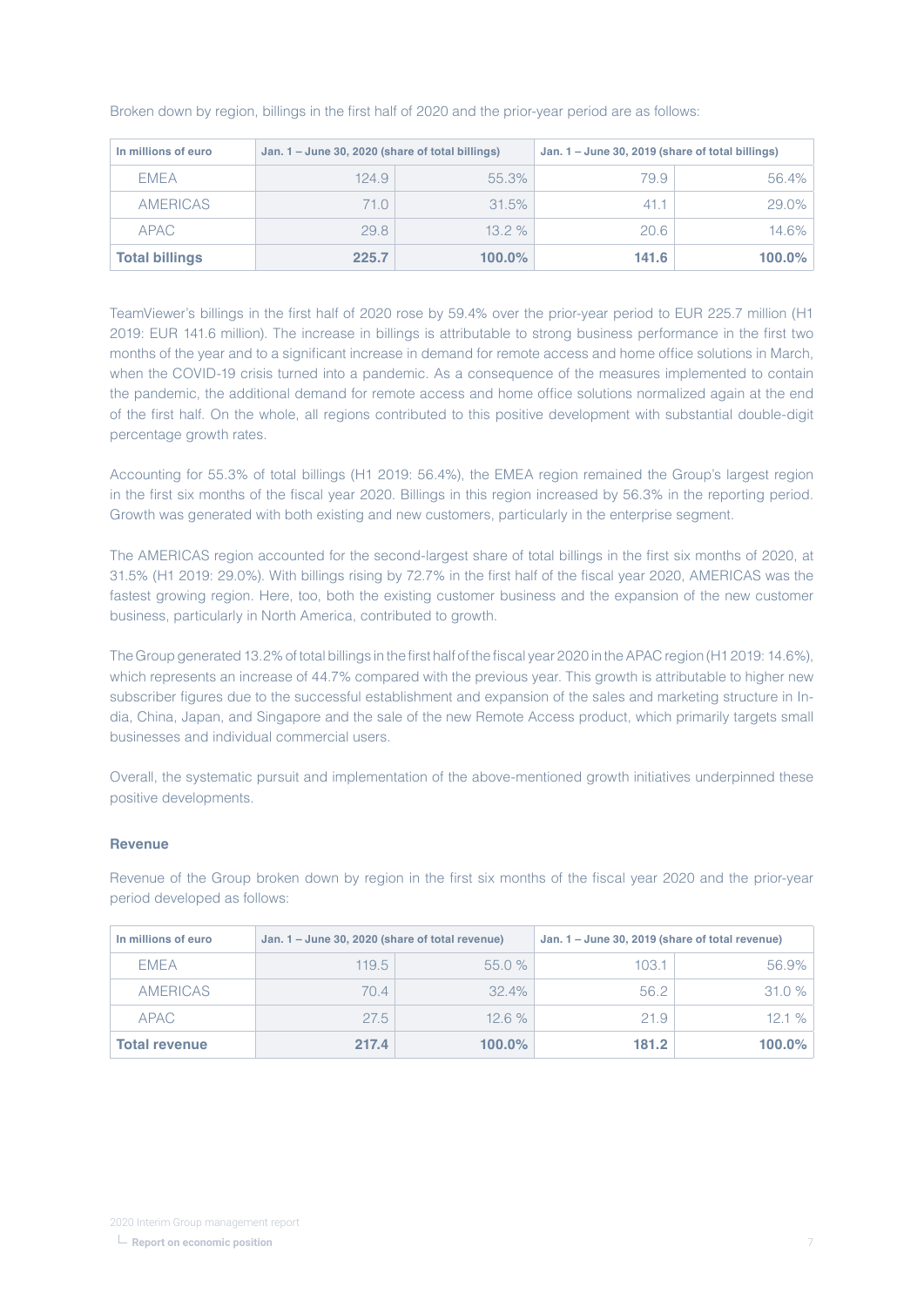Broken down by region, billings in the first half of 2020 and the prior-year period are as follows:

| In millions of euro | Jan. 1 – June 30, 2020 (share of total billings) | | Jan. 1 – June 30, 2019 (share of total billings) | |
|---|---|---|---|---|
| EMEA | 124.9 | 55.3% | 79.9 | 56.4% |
| AMERICAS | 71.0 | 31.5% | 41.1 | 29.0% |
| APAC | 29.8 | 13.2 % | 20.6 | 14.6% |
| **Total billings** | **225.7** | **100.0%** | **141.6** | **100.0%** |

TeamViewer's billings in the first half of 2020 rose by 59.4% over the prior-year period to EUR 225.7 million (H1 2019: EUR 141.6 million). The increase in billings is attributable to strong business performance in the first two months of the year and to a significant increase in demand for remote access and home office solutions in March, when the COVID-19 crisis turned into a pandemic. As a consequence of the measures implemented to contain the pandemic, the additional demand for remote access and home office solutions normalized again at the end of the first half. On the whole, all regions contributed to this positive development with substantial double-digit percentage growth rates.

Accounting for 55.3% of total billings (H1 2019: 56.4%), the EMEA region remained the Group's largest region in the first six months of the fiscal year 2020. Billings in this region increased by 56.3% in the reporting period. Growth was generated with both existing and new customers, particularly in the enterprise segment.

The AMERICAS region accounted for the second-largest share of total billings in the first six months of 2020, at 31.5% (H1 2019: 29.0%). With billings rising by 72.7% in the first half of the fiscal year 2020, AMERICAS was the fastest growing region. Here, too, both the existing customer business and the expansion of the new customer business, particularly in North America, contributed to growth.

The Group generated 13.2% of total billings in the first half of the fiscal year 2020 in the APAC region (H1 2019: 14.6%), which represents an increase of 44.7% compared with the previous year. This growth is attributable to higher new subscriber figures due to the successful establishment and expansion of the sales and marketing structure in India, China, Japan, and Singapore and the sale of the new Remote Access product, which primarily targets small businesses and individual commercial users.

Overall, the systematic pursuit and implementation of the above-mentioned growth initiatives underpinned these positive developments.

#### Revenue

Revenue of the Group broken down by region in the first six months of the fiscal year 2020 and the prior-year period developed as follows:

| In millions of euro | Jan. 1 – June 30, 2020 (share of total revenue) | | Jan. 1 – June 30, 2019 (share of total revenue) | |
|---|---|---|---|---|
| EMEA | 119.5 | 55.0 % | 103.1 | 56.9% |
| AMERICAS | 70.4 | 32.4% | 56.2 | 31.0 % |
| APAC | 27.5 | 12.6 % | 21.9 | 12.1 % |
| **Total revenue** | **217.4** | **100.0%** | **181.2** | **100.0%** |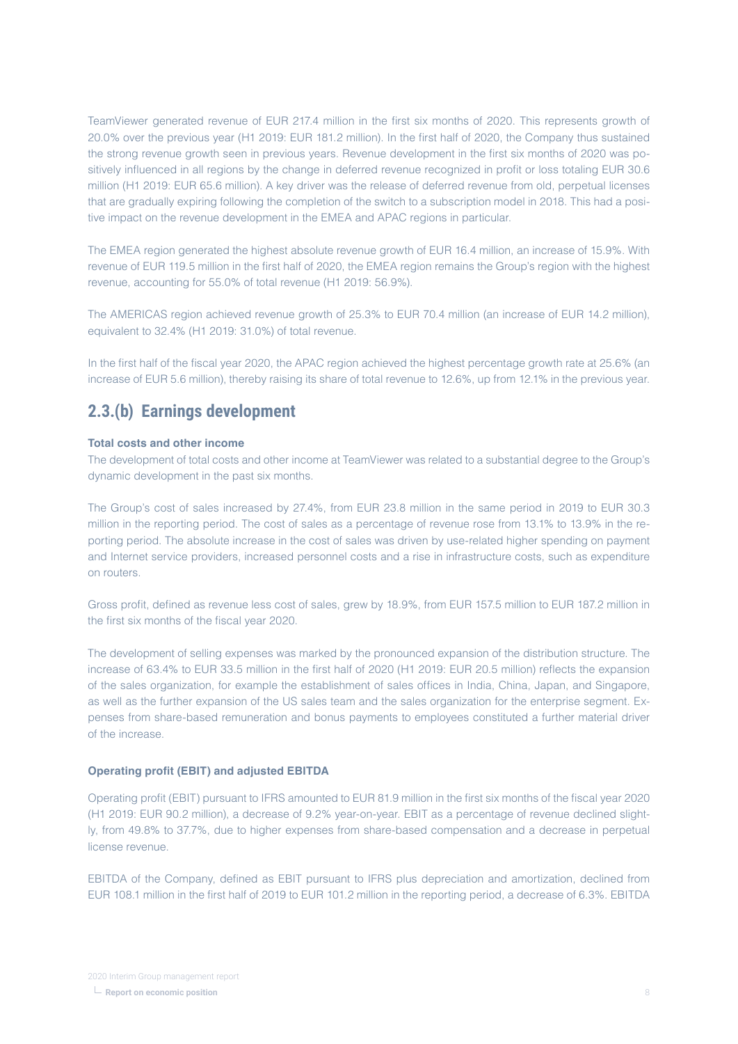TeamViewer generated revenue of EUR 217.4 million in the first six months of 2020. This represents growth of 20.0% over the previous year (H1 2019: EUR 181.2 million). In the first half of 2020, the Company thus sustained the strong revenue growth seen in previous years. Revenue development in the first six months of 2020 was positively influenced in all regions by the change in deferred revenue recognized in profit or loss totaling EUR 30.6 million (H1 2019: EUR 65.6 million). A key driver was the release of deferred revenue from old, perpetual licenses that are gradually expiring following the completion of the switch to a subscription model in 2018. This had a positive impact on the revenue development in the EMEA and APAC regions in particular.

The EMEA region generated the highest absolute revenue growth of EUR 16.4 million, an increase of 15.9%. With revenue of EUR 119.5 million in the first half of 2020, the EMEA region remains the Group's region with the highest revenue, accounting for 55.0% of total revenue (H1 2019: 56.9%).

The AMERICAS region achieved revenue growth of 25.3% to EUR 70.4 million (an increase of EUR 14.2 million), equivalent to 32.4% (H1 2019: 31.0%) of total revenue.

In the first half of the fiscal year 2020, the APAC region achieved the highest percentage growth rate at 25.6% (an increase of EUR 5.6 million), thereby raising its share of total revenue to 12.6%, up from 12.1% in the previous year.

## 2.3.(b) Earnings development

**Total costs and other income**

The development of total costs and other income at TeamViewer was related to a substantial degree to the Group's dynamic development in the past six months.

The Group's cost of sales increased by 27.4%, from EUR 23.8 million in the same period in 2019 to EUR 30.3 million in the reporting period. The cost of sales as a percentage of revenue rose from 13.1% to 13.9% in the reporting period. The absolute increase in the cost of sales was driven by use-related higher spending on payment and Internet service providers, increased personnel costs and a rise in infrastructure costs, such as expenditure on routers.

Gross profit, defined as revenue less cost of sales, grew by 18.9%, from EUR 157.5 million to EUR 187.2 million in the first six months of the fiscal year 2020.

The development of selling expenses was marked by the pronounced expansion of the distribution structure. The increase of 63.4% to EUR 33.5 million in the first half of 2020 (H1 2019: EUR 20.5 million) reflects the expansion of the sales organization, for example the establishment of sales offices in India, China, Japan, and Singapore, as well as the further expansion of the US sales team and the sales organization for the enterprise segment. Expenses from share-based remuneration and bonus payments to employees constituted a further material driver of the increase.

**Operating profit (EBIT) and adjusted EBITDA**

Operating profit (EBIT) pursuant to IFRS amounted to EUR 81.9 million in the first six months of the fiscal year 2020 (H1 2019: EUR 90.2 million), a decrease of 9.2% year-on-year. EBIT as a percentage of revenue declined slightly, from 49.8% to 37.7%, due to higher expenses from share-based compensation and a decrease in perpetual license revenue.

EBITDA of the Company, defined as EBIT pursuant to IFRS plus depreciation and amortization, declined from EUR 108.1 million in the first half of 2019 to EUR 101.2 million in the reporting period, a decrease of 6.3%. EBITDA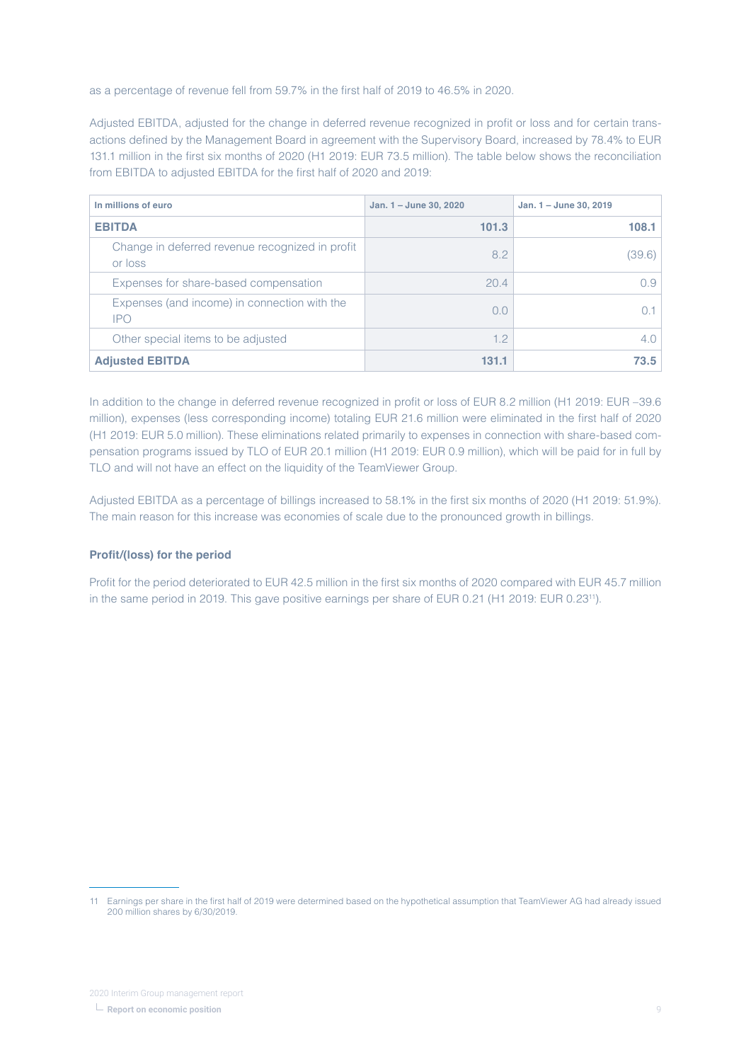as a percentage of revenue fell from 59.7% in the first half of 2019 to 46.5% in 2020.

Adjusted EBITDA, adjusted for the change in deferred revenue recognized in profit or loss and for certain transactions defined by the Management Board in agreement with the Supervisory Board, increased by 78.4% to EUR 131.1 million in the first six months of 2020 (H1 2019: EUR 73.5 million). The table below shows the reconciliation from EBITDA to adjusted EBITDA for the first half of 2020 and 2019:

| In millions of euro | Jan. 1 – June 30, 2020 | Jan. 1 – June 30, 2019 |
|---|---|---|
| **EBITDA** | **101.3** | **108.1** |
| Change in deferred revenue recognized in profit or loss | 8.2 | (39.6) |
| Expenses for share-based compensation | 20.4 | 0.9 |
| Expenses (and income) in connection with the IPO | 0.0 | 0.1 |
| Other special items to be adjusted | 1.2 | 4.0 |
| **Adjusted EBITDA** | **131.1** | **73.5** |

In addition to the change in deferred revenue recognized in profit or loss of EUR 8.2 million (H1 2019: EUR –39.6 million), expenses (less corresponding income) totaling EUR 21.6 million were eliminated in the first half of 2020 (H1 2019: EUR 5.0 million). These eliminations related primarily to expenses in connection with share-based compensation programs issued by TLO of EUR 20.1 million (H1 2019: EUR 0.9 million), which will be paid for in full by TLO and will not have an effect on the liquidity of the TeamViewer Group.

Adjusted EBITDA as a percentage of billings increased to 58.1% in the first six months of 2020 (H1 2019: 51.9%). The main reason for this increase was economies of scale due to the pronounced growth in billings.

**Profit/(loss) for the period**

Profit for the period deteriorated to EUR 42.5 million in the first six months of 2020 compared with EUR 45.7 million in the same period in 2019. This gave positive earnings per share of EUR 0.21 (H1 2019: EUR 0.23[11]).

11 Earnings per share in the first half of 2019 were determined based on the hypothetical assumption that TeamViewer AG had already issued 200 million shares by 6/30/2019.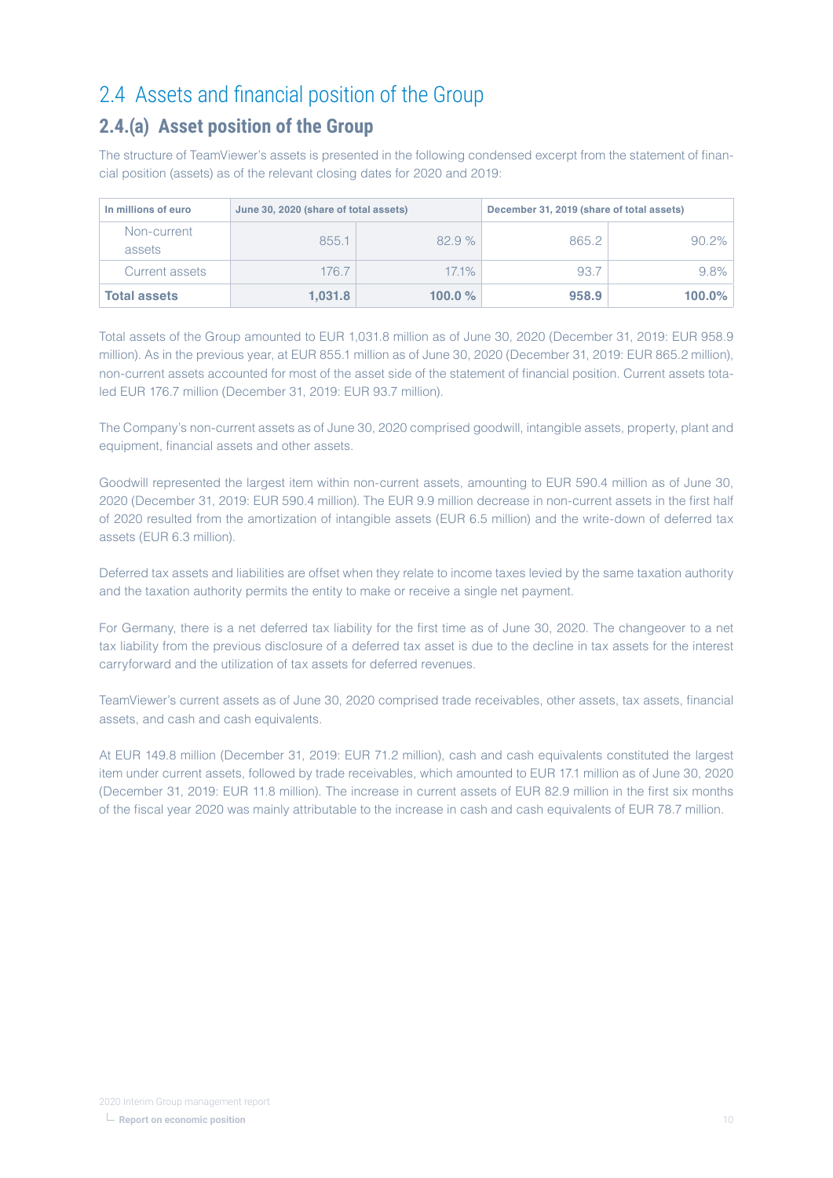## 2.4 Assets and financial position of the Group

### 2.4.(a) Asset position of the Group

The structure of TeamViewer's assets is presented in the following condensed excerpt from the statement of financial position (assets) as of the relevant closing dates for 2020 and 2019:

| In millions of euro | June 30, 2020 (share of total assets) | | December 31, 2019 (share of total assets) | |
|---|---|---|---|---|
| Non-current assets | 855.1 | 82.9 % | 865.2 | 90.2% |
| Current assets | 176.7 | 17.1% | 93.7 | 9.8% |
| **Total assets** | **1,031.8** | **100.0 %** | **958.9** | **100.0%** |

Total assets of the Group amounted to EUR 1,031.8 million as of June 30, 2020 (December 31, 2019: EUR 958.9 million). As in the previous year, at EUR 855.1 million as of June 30, 2020 (December 31, 2019: EUR 865.2 million), non-current assets accounted for most of the asset side of the statement of financial position. Current assets totaled EUR 176.7 million (December 31, 2019: EUR 93.7 million).

The Company's non-current assets as of June 30, 2020 comprised goodwill, intangible assets, property, plant and equipment, financial assets and other assets.

Goodwill represented the largest item within non-current assets, amounting to EUR 590.4 million as of June 30, 2020 (December 31, 2019: EUR 590.4 million). The EUR 9.9 million decrease in non-current assets in the first half of 2020 resulted from the amortization of intangible assets (EUR 6.5 million) and the write-down of deferred tax assets (EUR 6.3 million).

Deferred tax assets and liabilities are offset when they relate to income taxes levied by the same taxation authority and the taxation authority permits the entity to make or receive a single net payment.

For Germany, there is a net deferred tax liability for the first time as of June 30, 2020. The changeover to a net tax liability from the previous disclosure of a deferred tax asset is due to the decline in tax assets for the interest carryforward and the utilization of tax assets for deferred revenues.

TeamViewer's current assets as of June 30, 2020 comprised trade receivables, other assets, tax assets, financial assets, and cash and cash equivalents.

At EUR 149.8 million (December 31, 2019: EUR 71.2 million), cash and cash equivalents constituted the largest item under current assets, followed by trade receivables, which amounted to EUR 17.1 million as of June 30, 2020 (December 31, 2019: EUR 11.8 million). The increase in current assets of EUR 82.9 million in the first six months of the fiscal year 2020 was mainly attributable to the increase in cash and cash equivalents of EUR 78.7 million.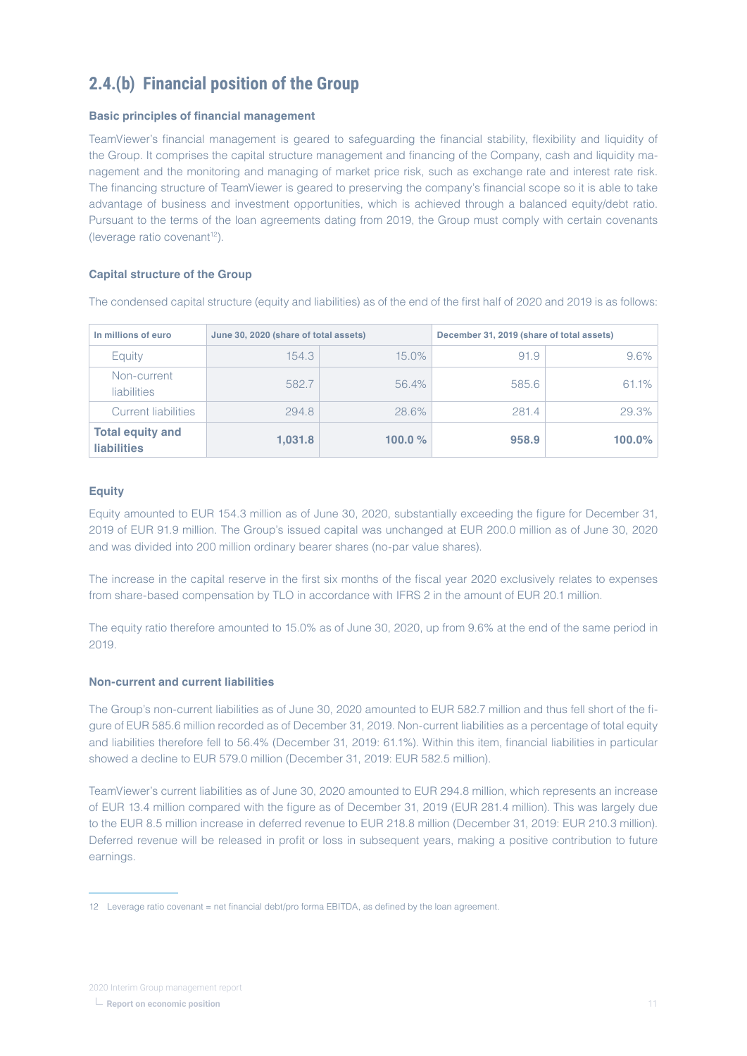## 2.4.(b) Financial position of the Group

### Basic principles of financial management

TeamViewer's financial management is geared to safeguarding the financial stability, flexibility and liquidity of the Group. It comprises the capital structure management and financing of the Company, cash and liquidity management and the monitoring and managing of market price risk, such as exchange rate and interest rate risk. The financing structure of TeamViewer is geared to preserving the company's financial scope so it is able to take advantage of business and investment opportunities, which is achieved through a balanced equity/debt ratio. Pursuant to the terms of the loan agreements dating from 2019, the Group must comply with certain covenants (leverage ratio covenant[12]).

### Capital structure of the Group

The condensed capital structure (equity and liabilities) as of the end of the first half of 2020 and 2019 is as follows:

| In millions of euro | June 30, 2020 (share of total assets) | | December 31, 2019 (share of total assets) | |
|---|---|---|---|---|
| Equity | 154.3 | 15.0% | 91.9 | 9.6% |
| Non-current liabilities | 582.7 | 56.4% | 585.6 | 61.1% |
| Current liabilities | 294.8 | 28.6% | 281.4 | 29.3% |
| **Total equity and liabilities** | **1,031.8** | **100.0 %** | **958.9** | **100.0%** |

### Equity

Equity amounted to EUR 154.3 million as of June 30, 2020, substantially exceeding the figure for December 31, 2019 of EUR 91.9 million. The Group's issued capital was unchanged at EUR 200.0 million as of June 30, 2020 and was divided into 200 million ordinary bearer shares (no-par value shares).

The increase in the capital reserve in the first six months of the fiscal year 2020 exclusively relates to expenses from share-based compensation by TLO in accordance with IFRS 2 in the amount of EUR 20.1 million.

The equity ratio therefore amounted to 15.0% as of June 30, 2020, up from 9.6% at the end of the same period in 2019.

### Non-current and current liabilities

The Group's non-current liabilities as of June 30, 2020 amounted to EUR 582.7 million and thus fell short of the figure of EUR 585.6 million recorded as of December 31, 2019. Non-current liabilities as a percentage of total equity and liabilities therefore fell to 56.4% (December 31, 2019: 61.1%). Within this item, financial liabilities in particular showed a decline to EUR 579.0 million (December 31, 2019: EUR 582.5 million).

TeamViewer's current liabilities as of June 30, 2020 amounted to EUR 294.8 million, which represents an increase of EUR 13.4 million compared with the figure as of December 31, 2019 (EUR 281.4 million). This was largely due to the EUR 8.5 million increase in deferred revenue to EUR 218.8 million (December 31, 2019: EUR 210.3 million). Deferred revenue will be released in profit or loss in subsequent years, making a positive contribution to future earnings.

12 Leverage ratio covenant = net financial debt/pro forma EBITDA, as defined by the loan agreement.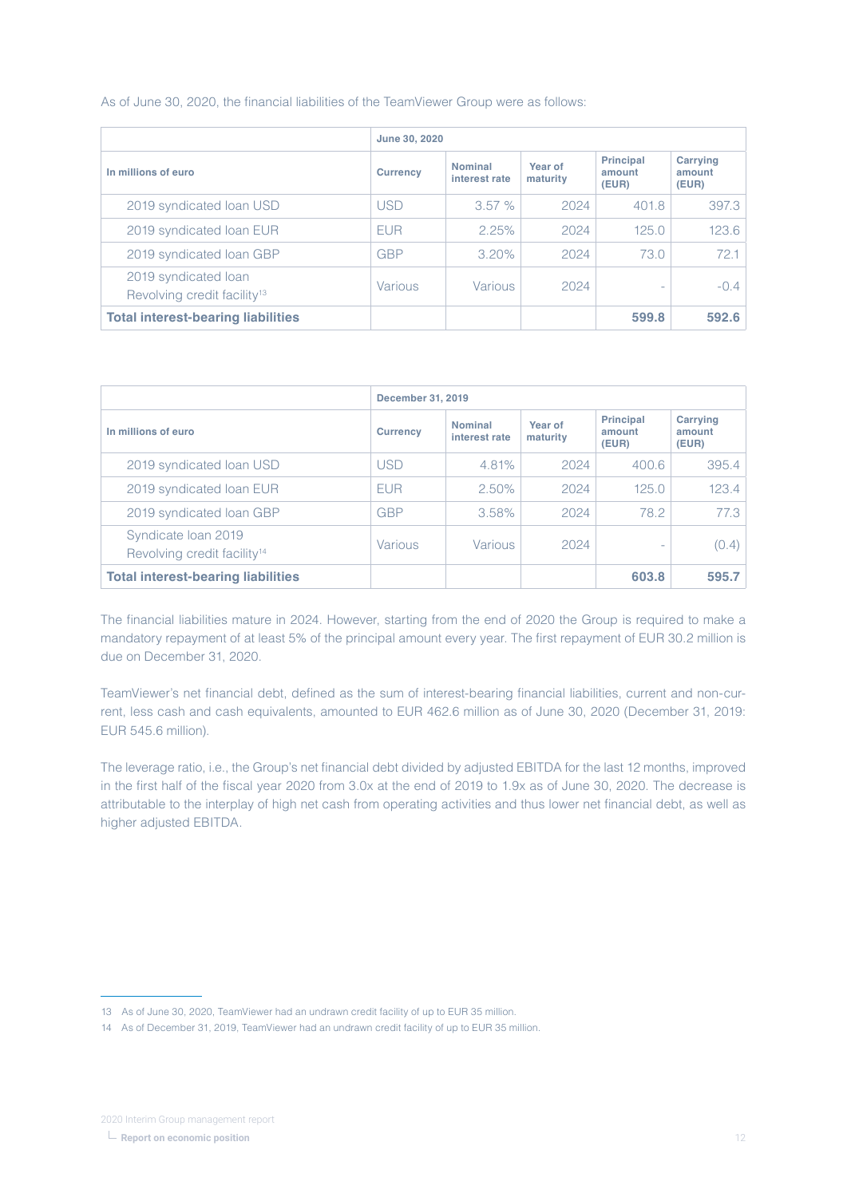As of June 30, 2020, the financial liabilities of the TeamViewer Group were as follows:

| | June 30, 2020 | | | | |
|---|---|---|---|---|---|
| In millions of euro | Currency | Nominal interest rate | Year of maturity | Principal amount (EUR) | Carrying amount (EUR) |
| 2019 syndicated loan USD | USD | 3.57 % | 2024 | 401.8 | 397.3 |
| 2019 syndicated loan EUR | EUR | 2.25% | 2024 | 125.0 | 123.6 |
| 2019 syndicated loan GBP | GBP | 3.20% | 2024 | 73.0 | 72.1 |
| 2019 syndicated loan Revolving credit facility[13] | Various | Various | 2024 | - | -0.4 |
| **Total interest-bearing liabilities** | | | | **599.8** | **592.6** |

| | December 31, 2019 | | | | |
|---|---|---|---|---|---|
| In millions of euro | Currency | Nominal interest rate | Year of maturity | Principal amount (EUR) | Carrying amount (EUR) |
| 2019 syndicated loan USD | USD | 4.81% | 2024 | 400.6 | 395.4 |
| 2019 syndicated loan EUR | EUR | 2.50% | 2024 | 125.0 | 123.4 |
| 2019 syndicated loan GBP | GBP | 3.58% | 2024 | 78.2 | 77.3 |
| Syndicate loan 2019 Revolving credit facility[14] | Various | Various | 2024 | - | (0.4) |
| **Total interest-bearing liabilities** | | | | **603.8** | **595.7** |

The financial liabilities mature in 2024. However, starting from the end of 2020 the Group is required to make a mandatory repayment of at least 5% of the principal amount every year. The first repayment of EUR 30.2 million is due on December 31, 2020.

TeamViewer's net financial debt, defined as the sum of interest-bearing financial liabilities, current and non-current, less cash and cash equivalents, amounted to EUR 462.6 million as of June 30, 2020 (December 31, 2019: EUR 545.6 million).

The leverage ratio, i.e., the Group's net financial debt divided by adjusted EBITDA for the last 12 months, improved in the first half of the fiscal year 2020 from 3.0x at the end of 2019 to 1.9x as of June 30, 2020. The decrease is attributable to the interplay of high net cash from operating activities and thus lower net financial debt, as well as higher adjusted EBITDA.

13 As of June 30, 2020, TeamViewer had an undrawn credit facility of up to EUR 35 million.

14 As of December 31, 2019, TeamViewer had an undrawn credit facility of up to EUR 35 million.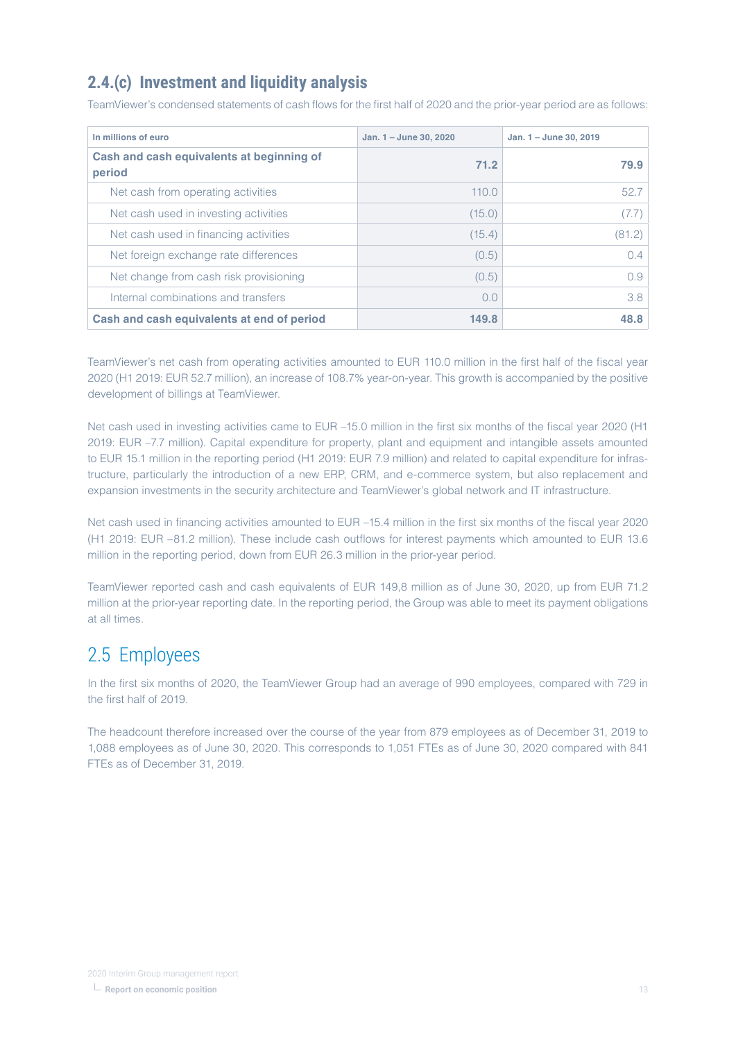## 2.4.(c) Investment and liquidity analysis

TeamViewer's condensed statements of cash flows for the first half of 2020 and the prior-year period are as follows:

| In millions of euro | Jan. 1 – June 30, 2020 | Jan. 1 – June 30, 2019 |
|---|---|---|
| **Cash and cash equivalents at beginning of period** | **71.2** | **79.9** |
| Net cash from operating activities | 110.0 | 52.7 |
| Net cash used in investing activities | (15.0) | (7.7) |
| Net cash used in financing activities | (15.4) | (81.2) |
| Net foreign exchange rate differences | (0.5) | 0.4 |
| Net change from cash risk provisioning | (0.5) | 0.9 |
| Internal combinations and transfers | 0.0 | 3.8 |
| **Cash and cash equivalents at end of period** | **149.8** | **48.8** |

TeamViewer's net cash from operating activities amounted to EUR 110.0 million in the first half of the fiscal year 2020 (H1 2019: EUR 52.7 million), an increase of 108.7% year-on-year. This growth is accompanied by the positive development of billings at TeamViewer.

Net cash used in investing activities came to EUR –15.0 million in the first six months of the fiscal year 2020 (H1 2019: EUR –7.7 million). Capital expenditure for property, plant and equipment and intangible assets amounted to EUR 15.1 million in the reporting period (H1 2019: EUR 7.9 million) and related to capital expenditure for infrastructure, particularly the introduction of a new ERP, CRM, and e-commerce system, but also replacement and expansion investments in the security architecture and TeamViewer's global network and IT infrastructure.

Net cash used in financing activities amounted to EUR –15.4 million in the first six months of the fiscal year 2020 (H1 2019: EUR –81.2 million). These include cash outflows for interest payments which amounted to EUR 13.6 million in the reporting period, down from EUR 26.3 million in the prior-year period.

TeamViewer reported cash and cash equivalents of EUR 149,8 million as of June 30, 2020, up from EUR 71.2 million at the prior-year reporting date. In the reporting period, the Group was able to meet its payment obligations at all times.

## 2.5 Employees

In the first six months of 2020, the TeamViewer Group had an average of 990 employees, compared with 729 in the first half of 2019.

The headcount therefore increased over the course of the year from 879 employees as of December 31, 2019 to 1,088 employees as of June 30, 2020. This corresponds to 1,051 FTEs as of June 30, 2020 compared with 841 FTEs as of December 31, 2019.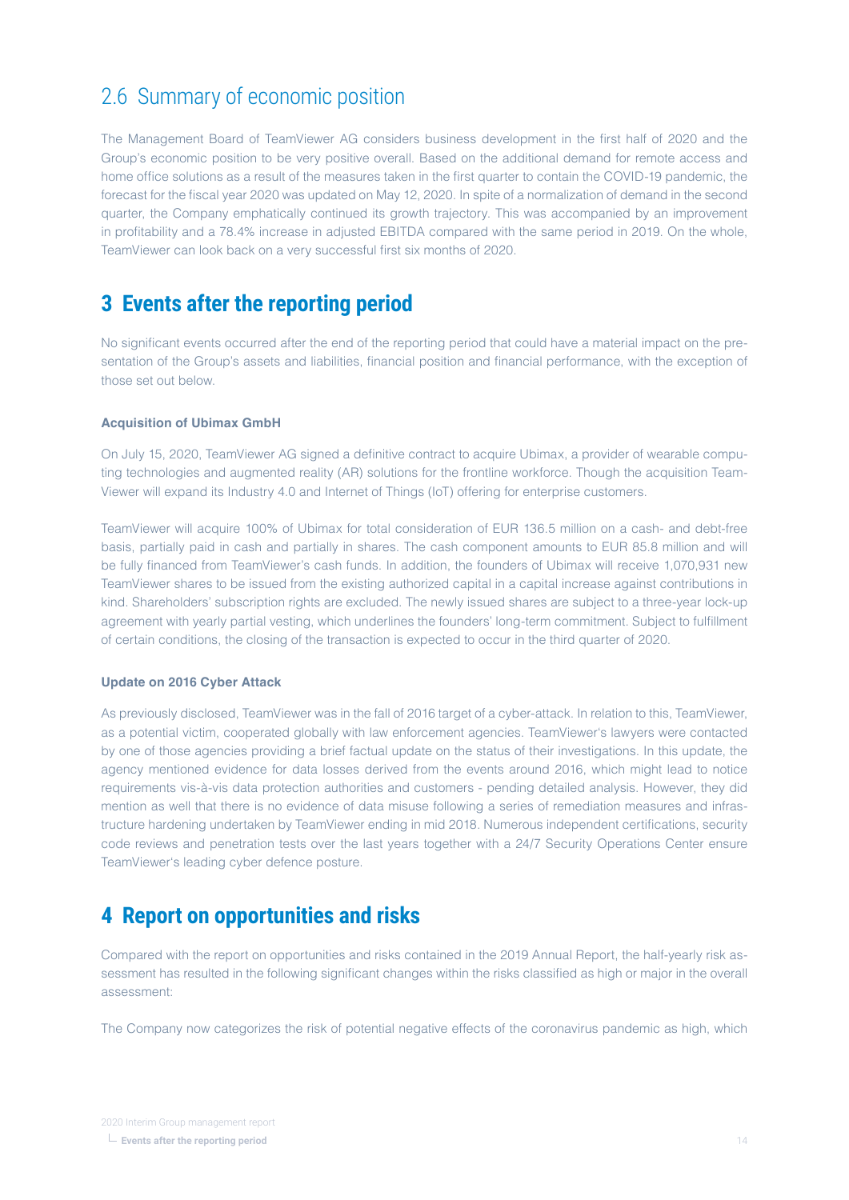## 2.6 Summary of economic position

The Management Board of TeamViewer AG considers business development in the first half of 2020 and the Group's economic position to be very positive overall. Based on the additional demand for remote access and home office solutions as a result of the measures taken in the first quarter to contain the COVID-19 pandemic, the forecast for the fiscal year 2020 was updated on May 12, 2020. In spite of a normalization of demand in the second quarter, the Company emphatically continued its growth trajectory. This was accompanied by an improvement in profitability and a 78.4% increase in adjusted EBITDA compared with the same period in 2019. On the whole, TeamViewer can look back on a very successful first six months of 2020.

# 3 Events after the reporting period

No significant events occurred after the end of the reporting period that could have a material impact on the presentation of the Group's assets and liabilities, financial position and financial performance, with the exception of those set out below.

**Acquisition of Ubimax GmbH**

On July 15, 2020, TeamViewer AG signed a definitive contract to acquire Ubimax, a provider of wearable computing technologies and augmented reality (AR) solutions for the frontline workforce. Though the acquisition TeamViewer will expand its Industry 4.0 and Internet of Things (IoT) offering for enterprise customers.

TeamViewer will acquire 100% of Ubimax for total consideration of EUR 136.5 million on a cash- and debt-free basis, partially paid in cash and partially in shares. The cash component amounts to EUR 85.8 million and will be fully financed from TeamViewer's cash funds. In addition, the founders of Ubimax will receive 1,070,931 new TeamViewer shares to be issued from the existing authorized capital in a capital increase against contributions in kind. Shareholders' subscription rights are excluded. The newly issued shares are subject to a three-year lock-up agreement with yearly partial vesting, which underlines the founders' long-term commitment. Subject to fulfillment of certain conditions, the closing of the transaction is expected to occur in the third quarter of 2020.

**Update on 2016 Cyber Attack**

As previously disclosed, TeamViewer was in the fall of 2016 target of a cyber-attack. In relation to this, TeamViewer, as a potential victim, cooperated globally with law enforcement agencies. TeamViewer's lawyers were contacted by one of those agencies providing a brief factual update on the status of their investigations. In this update, the agency mentioned evidence for data losses derived from the events around 2016, which might lead to notice requirements vis-à-vis data protection authorities and customers - pending detailed analysis. However, they did mention as well that there is no evidence of data misuse following a series of remediation measures and infrastructure hardening undertaken by TeamViewer ending in mid 2018. Numerous independent certifications, security code reviews and penetration tests over the last years together with a 24/7 Security Operations Center ensure TeamViewer's leading cyber defence posture.

# 4 Report on opportunities and risks

Compared with the report on opportunities and risks contained in the 2019 Annual Report, the half-yearly risk assessment has resulted in the following significant changes within the risks classified as high or major in the overall assessment:

The Company now categorizes the risk of potential negative effects of the coronavirus pandemic as high, which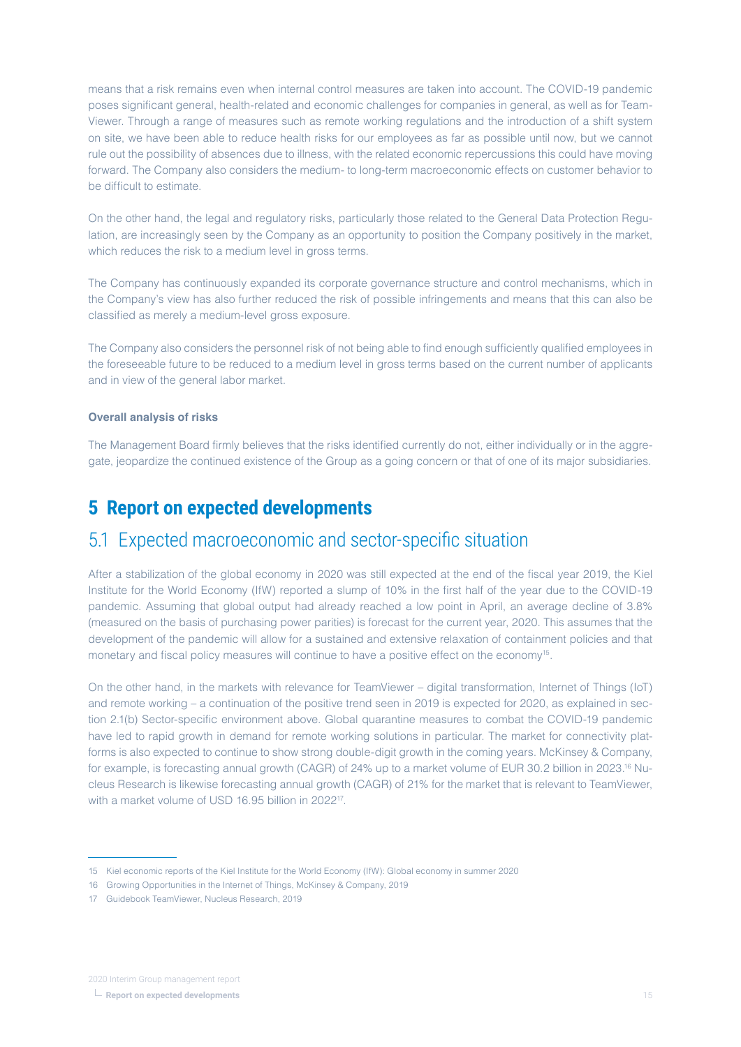means that a risk remains even when internal control measures are taken into account. The COVID-19 pandemic poses significant general, health-related and economic challenges for companies in general, as well as for TeamViewer. Through a range of measures such as remote working regulations and the introduction of a shift system on site, we have been able to reduce health risks for our employees as far as possible until now, but we cannot rule out the possibility of absences due to illness, with the related economic repercussions this could have moving forward. The Company also considers the medium- to long-term macroeconomic effects on customer behavior to be difficult to estimate.

On the other hand, the legal and regulatory risks, particularly those related to the General Data Protection Regulation, are increasingly seen by the Company as an opportunity to position the Company positively in the market, which reduces the risk to a medium level in gross terms.

The Company has continuously expanded its corporate governance structure and control mechanisms, which in the Company's view has also further reduced the risk of possible infringements and means that this can also be classified as merely a medium-level gross exposure.

The Company also considers the personnel risk of not being able to find enough sufficiently qualified employees in the foreseeable future to be reduced to a medium level in gross terms based on the current number of applicants and in view of the general labor market.

**Overall analysis of risks**

The Management Board firmly believes that the risks identified currently do not, either individually or in the aggregate, jeopardize the continued existence of the Group as a going concern or that of one of its major subsidiaries.

# 5 Report on expected developments

## 5.1 Expected macroeconomic and sector-specific situation

After a stabilization of the global economy in 2020 was still expected at the end of the fiscal year 2019, the Kiel Institute for the World Economy (IfW) reported a slump of 10% in the first half of the year due to the COVID-19 pandemic. Assuming that global output had already reached a low point in April, an average decline of 3.8% (measured on the basis of purchasing power parities) is forecast for the current year, 2020. This assumes that the development of the pandemic will allow for a sustained and extensive relaxation of containment policies and that monetary and fiscal policy measures will continue to have a positive effect on the economy[15].

On the other hand, in the markets with relevance for TeamViewer – digital transformation, Internet of Things (IoT) and remote working – a continuation of the positive trend seen in 2019 is expected for 2020, as explained in section 2.1(b) Sector-specific environment above. Global quarantine measures to combat the COVID-19 pandemic have led to rapid growth in demand for remote working solutions in particular. The market for connectivity platforms is also expected to continue to show strong double-digit growth in the coming years. McKinsey & Company, for example, is forecasting annual growth (CAGR) of 24% up to a market volume of EUR 30.2 billion in 2023.[16] Nucleus Research is likewise forecasting annual growth (CAGR) of 21% for the market that is relevant to TeamViewer, with a market volume of USD 16.95 billion in 2022[17].

15 Kiel economic reports of the Kiel Institute for the World Economy (IfW): Global economy in summer 2020

16 Growing Opportunities in the Internet of Things, McKinsey & Company, 2019

17 Guidebook TeamViewer, Nucleus Research, 2019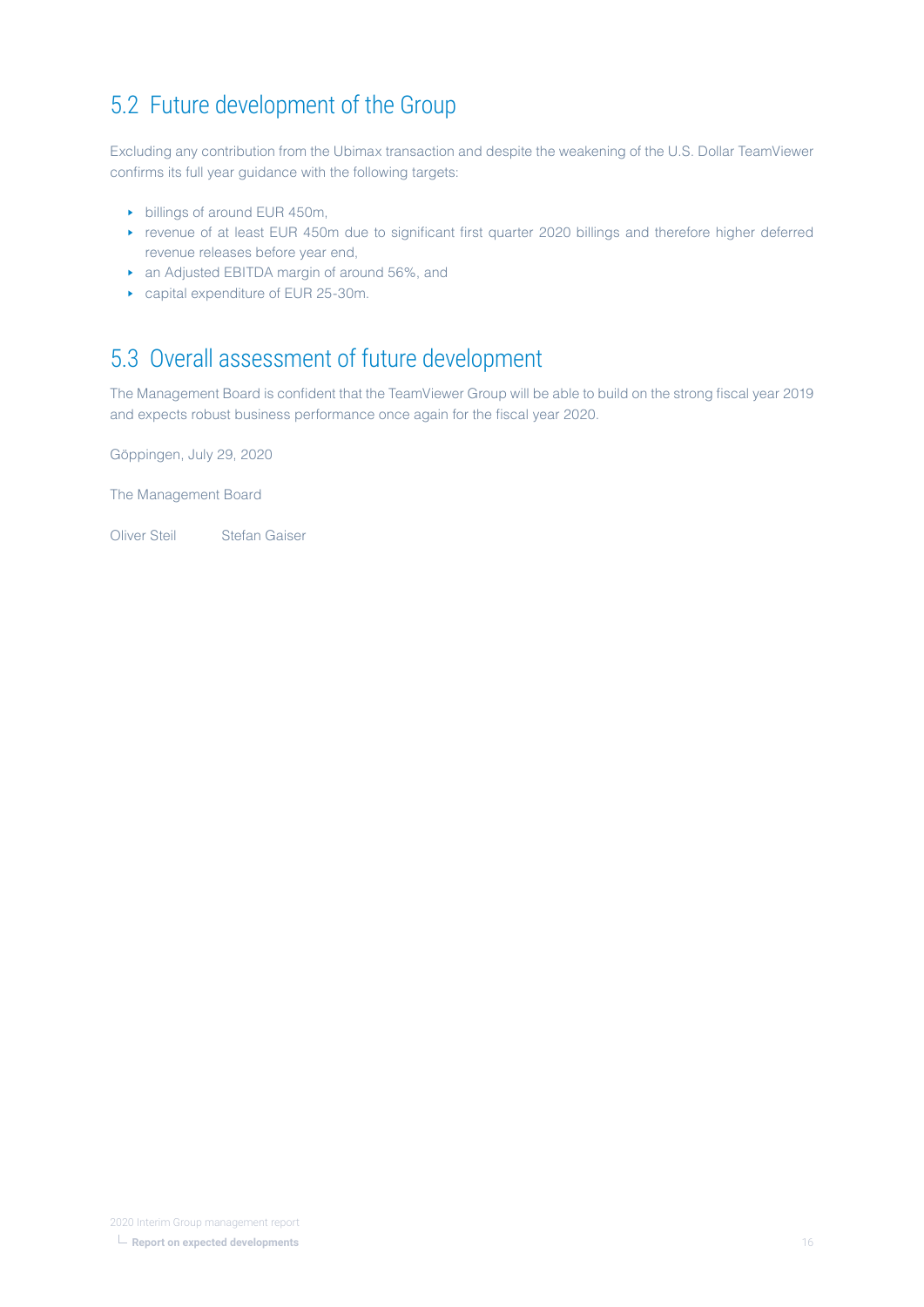## 5.2 Future development of the Group

Excluding any contribution from the Ubimax transaction and despite the weakening of the U.S. Dollar TeamViewer confirms its full year guidance with the following targets:

- billings of around EUR 450m,
- revenue of at least EUR 450m due to significant first quarter 2020 billings and therefore higher deferred revenue releases before year end,
- an Adjusted EBITDA margin of around 56%, and
- capital expenditure of EUR 25-30m.

## 5.3 Overall assessment of future development

The Management Board is confident that the TeamViewer Group will be able to build on the strong fiscal year 2019 and expects robust business performance once again for the fiscal year 2020.

Göppingen, July 29, 2020

The Management Board

Oliver Steil     Stefan Gaiser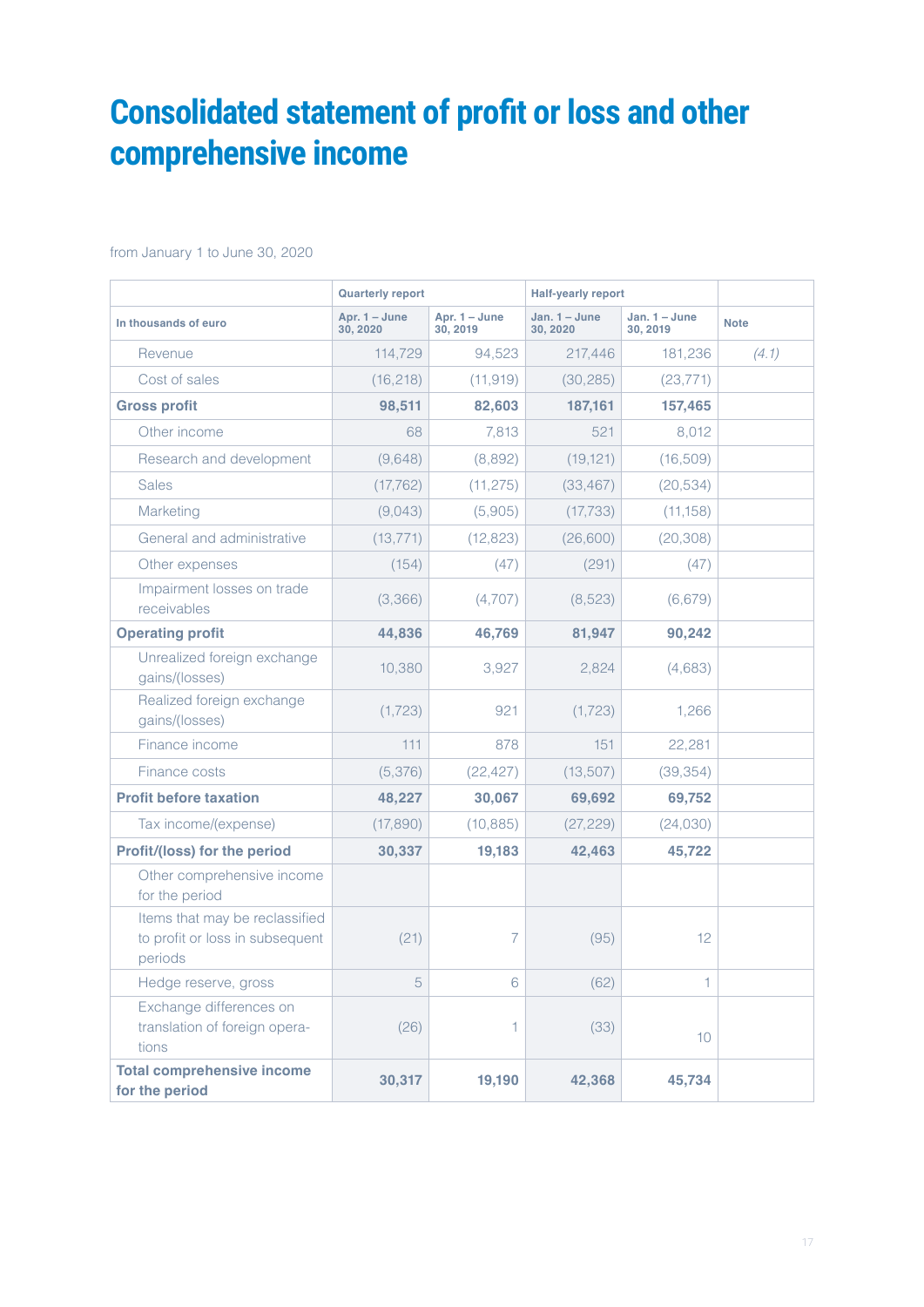# Consolidated statement of profit or loss and other comprehensive income

from January 1 to June 30, 2020

| | Quarterly report | | Half-yearly report | | |
|---|---|---|---|---|---|
| **In thousands of euro** | **Apr. 1 – June 30, 2020** | **Apr. 1 – June 30, 2019** | **Jan. 1 – June 30, 2020** | **Jan. 1 – June 30, 2019** | **Note** |
| Revenue | 114,729 | 94,523 | 217,446 | 181,236 | *(4.1)* |
| Cost of sales | (16,218) | (11,919) | (30,285) | (23,771) | |
| **Gross profit** | **98,511** | **82,603** | **187,161** | **157,465** | |
| Other income | 68 | 7,813 | 521 | 8,012 | |
| Research and development | (9,648) | (8,892) | (19,121) | (16,509) | |
| Sales | (17,762) | (11,275) | (33,467) | (20,534) | |
| Marketing | (9,043) | (5,905) | (17,733) | (11,158) | |
| General and administrative | (13,771) | (12,823) | (26,600) | (20,308) | |
| Other expenses | (154) | (47) | (291) | (47) | |
| Impairment losses on trade receivables | (3,366) | (4,707) | (8,523) | (6,679) | |
| **Operating profit** | **44,836** | **46,769** | **81,947** | **90,242** | |
| Unrealized foreign exchange gains/(losses) | 10,380 | 3,927 | 2,824 | (4,683) | |
| Realized foreign exchange gains/(losses) | (1,723) | 921 | (1,723) | 1,266 | |
| Finance income | 111 | 878 | 151 | 22,281 | |
| Finance costs | (5,376) | (22,427) | (13,507) | (39,354) | |
| **Profit before taxation** | **48,227** | **30,067** | **69,692** | **69,752** | |
| Tax income/(expense) | (17,890) | (10,885) | (27,229) | (24,030) | |
| **Profit/(loss) for the period** | **30,337** | **19,183** | **42,463** | **45,722** | |
| Other comprehensive income for the period | | | | | |
| Items that may be reclassified to profit or loss in subsequent periods | (21) | 7 | (95) | 12 | |
| Hedge reserve, gross | 5 | 6 | (62) | 1 | |
| Exchange differences on translation of foreign operations | (26) | 1 | (33) | 10 | |
| **Total comprehensive income for the period** | **30,317** | **19,190** | **42,368** | **45,734** | |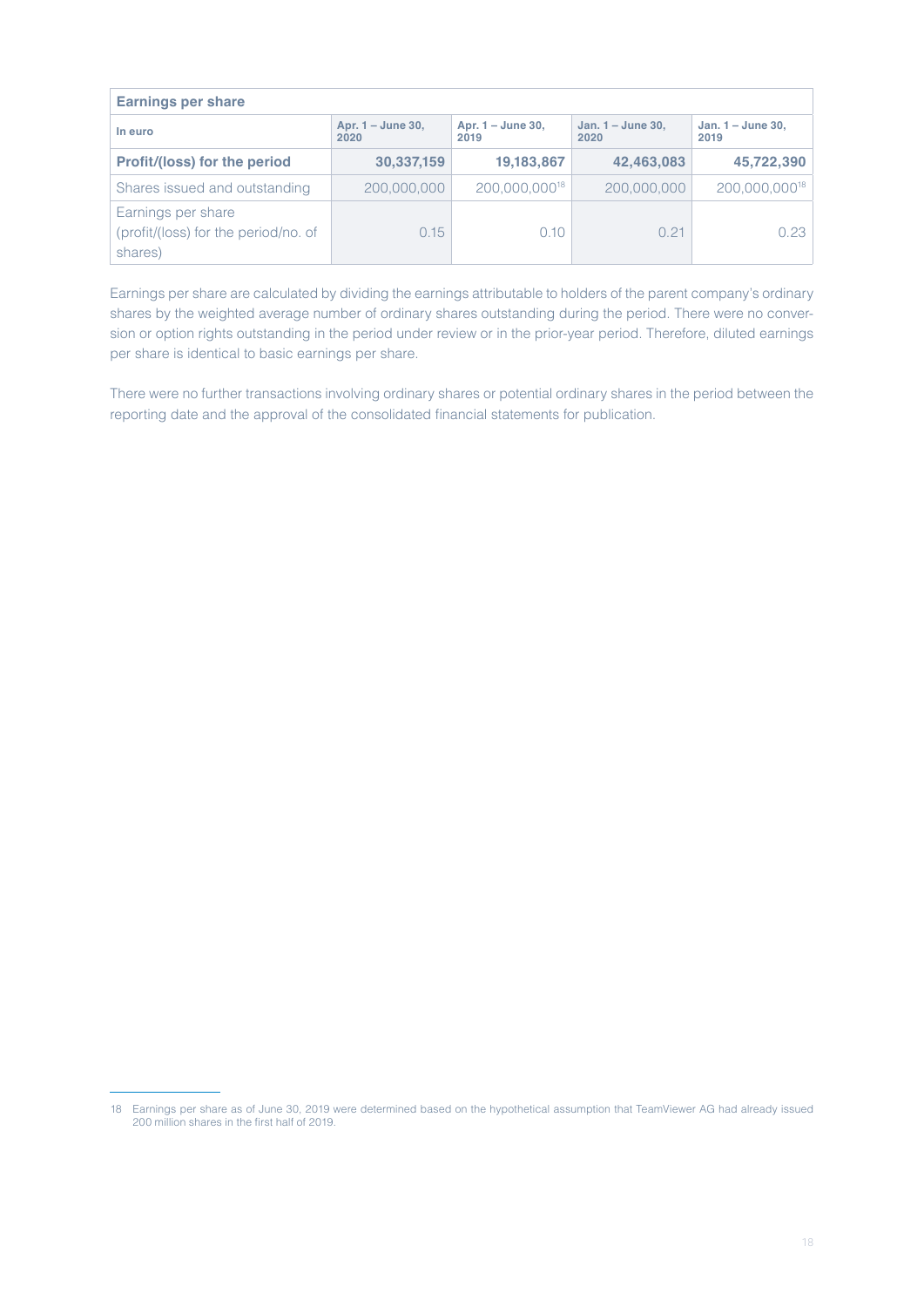| Earnings per share | | | | |
|---|---|---|---|---|
| **In euro** | **Apr. 1 – June 30, 2020** | **Apr. 1 – June 30, 2019** | **Jan. 1 – June 30, 2020** | **Jan. 1 – June 30, 2019** |
| **Profit/(loss) for the period** | **30,337,159** | **19,183,867** | **42,463,083** | **45,722,390** |
| Shares issued and outstanding | 200,000,000 | 200,000,000[18] | 200,000,000 | 200,000,000[18] |
| Earnings per share (profit/(loss) for the period/no. of shares) | 0.15 | 0.10 | 0.21 | 0.23 |

Earnings per share are calculated by dividing the earnings attributable to holders of the parent company's ordinary shares by the weighted average number of ordinary shares outstanding during the period. There were no conversion or option rights outstanding in the period under review or in the prior-year period. Therefore, diluted earnings per share is identical to basic earnings per share.

There were no further transactions involving ordinary shares or potential ordinary shares in the period between the reporting date and the approval of the consolidated financial statements for publication.

18 Earnings per share as of June 30, 2019 were determined based on the hypothetical assumption that TeamViewer AG had already issued 200 million shares in the first half of 2019.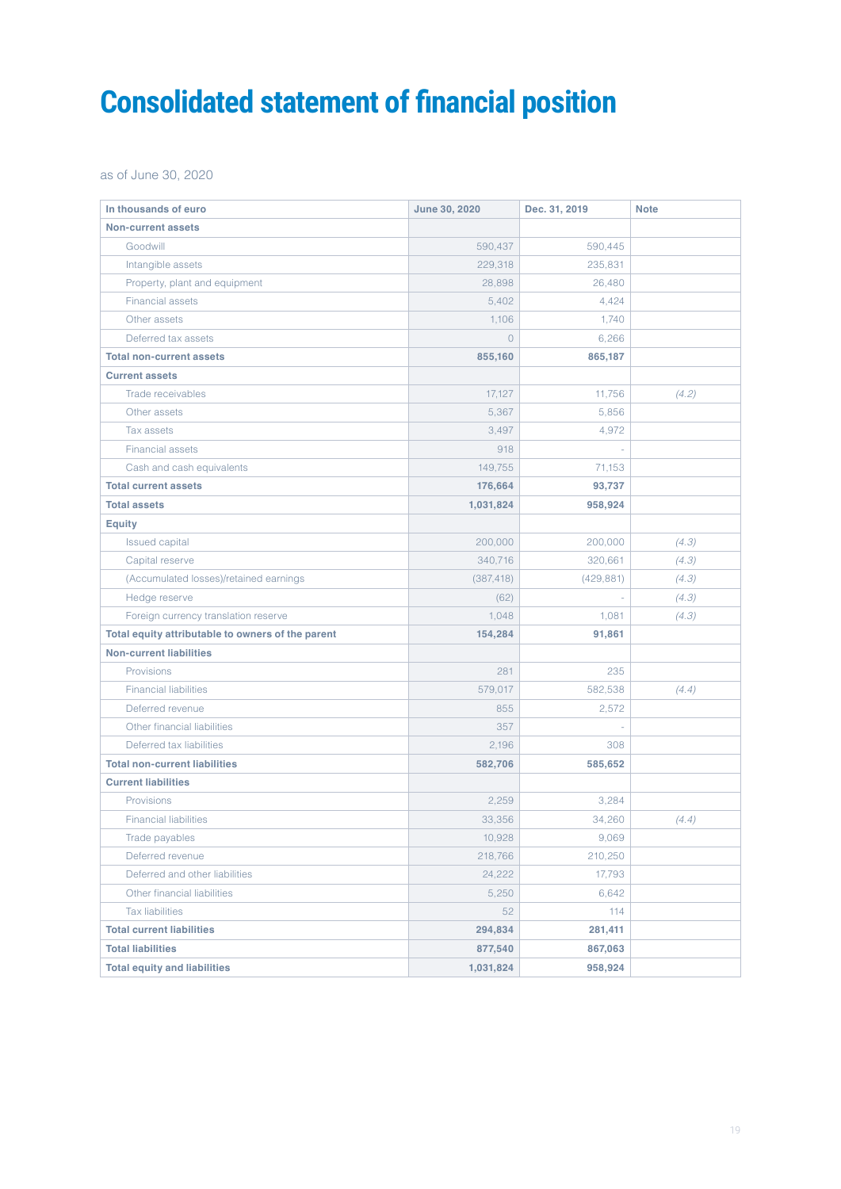# Consolidated statement of financial position

as of June 30, 2020

| In thousands of euro | June 30, 2020 | Dec. 31, 2019 | Note |
|---|---|---|---|
| **Non-current assets** | | | |
| Goodwill | 590,437 | 590,445 | |
| Intangible assets | 229,318 | 235,831 | |
| Property, plant and equipment | 28,898 | 26,480 | |
| Financial assets | 5,402 | 4,424 | |
| Other assets | 1,106 | 1,740 | |
| Deferred tax assets | 0 | 6,266 | |
| **Total non-current assets** | **855,160** | **865,187** | |
| **Current assets** | | | |
| Trade receivables | 17,127 | 11,756 | *(4.2)* |
| Other assets | 5,367 | 5,856 | |
| Tax assets | 3,497 | 4,972 | |
| Financial assets | 918 | - | |
| Cash and cash equivalents | 149,755 | 71,153 | |
| **Total current assets** | **176,664** | **93,737** | |
| **Total assets** | **1,031,824** | **958,924** | |
| **Equity** | | | |
| Issued capital | 200,000 | 200,000 | *(4.3)* |
| Capital reserve | 340,716 | 320,661 | *(4.3)* |
| (Accumulated losses)/retained earnings | (387,418) | (429,881) | *(4.3)* |
| Hedge reserve | (62) | - | *(4.3)* |
| Foreign currency translation reserve | 1,048 | 1,081 | *(4.3)* |
| **Total equity attributable to owners of the parent** | **154,284** | **91,861** | |
| **Non-current liabilities** | | | |
| Provisions | 281 | 235 | |
| Financial liabilities | 579,017 | 582,538 | *(4.4)* |
| Deferred revenue | 855 | 2,572 | |
| Other financial liabilities | 357 | - | |
| Deferred tax liabilities | 2,196 | 308 | |
| **Total non-current liabilities** | **582,706** | **585,652** | |
| **Current liabilities** | | | |
| Provisions | 2,259 | 3,284 | |
| Financial liabilities | 33,356 | 34,260 | *(4.4)* |
| Trade payables | 10,928 | 9,069 | |
| Deferred revenue | 218,766 | 210,250 | |
| Deferred and other liabilities | 24,222 | 17,793 | |
| Other financial liabilities | 5,250 | 6,642 | |
| Tax liabilities | 52 | 114 | |
| **Total current liabilities** | **294,834** | **281,411** | |
| **Total liabilities** | **877,540** | **867,063** | |
| **Total equity and liabilities** | **1,031,824** | **958,924** | |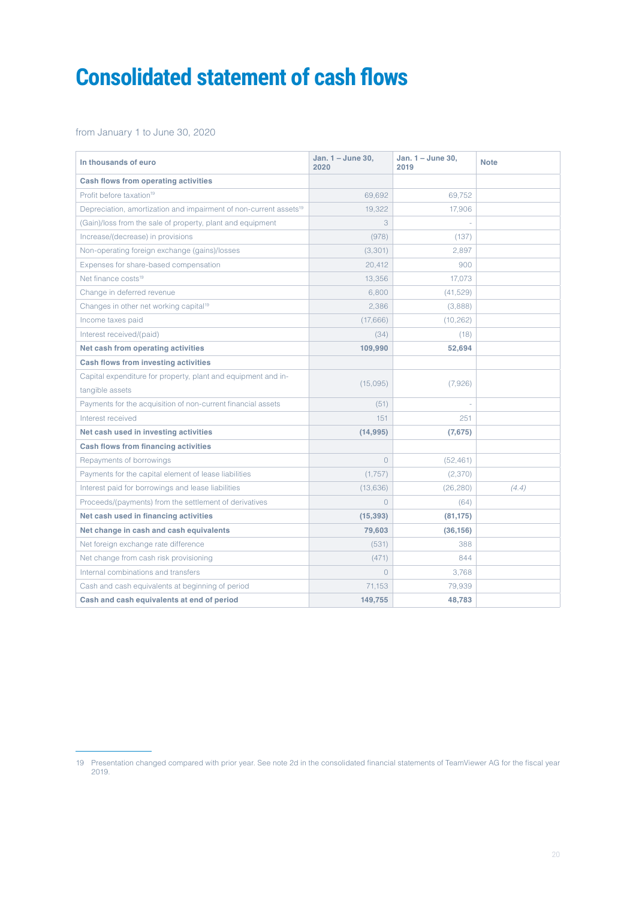# Consolidated statement of cash flows

from January 1 to June 30, 2020

| In thousands of euro | Jan. 1 – June 30, 2020 | Jan. 1 – June 30, 2019 | Note |
|---|---|---|---|
| **Cash flows from operating activities** | | | |
| Profit before taxation[19] | 69,692 | 69,752 | |
| Depreciation, amortization and impairment of non-current assets[19] | 19,322 | 17,906 | |
| (Gain)/loss from the sale of property, plant and equipment | 3 | - | |
| Increase/(decrease) in provisions | (978) | (137) | |
| Non-operating foreign exchange (gains)/losses | (3,301) | 2,897 | |
| Expenses for share-based compensation | 20,412 | 900 | |
| Net finance costs[19] | 13,356 | 17,073 | |
| Change in deferred revenue | 6,800 | (41,529) | |
| Changes in other net working capital[19] | 2,386 | (3,888) | |
| Income taxes paid | (17,666) | (10,262) | |
| Interest received/(paid) | (34) | (18) | |
| **Net cash from operating activities** | **109,990** | **52,694** | |
| **Cash flows from investing activities** | | | |
| Capital expenditure for property, plant and equipment and intangible assets | (15,095) | (7,926) | |
| Payments for the acquisition of non-current financial assets | (51) | - | |
| Interest received | 151 | 251 | |
| **Net cash used in investing activities** | **(14,995)** | **(7,675)** | |
| **Cash flows from financing activities** | | | |
| Repayments of borrowings | 0 | (52,461) | |
| Payments for the capital element of lease liabilities | (1,757) | (2,370) | |
| Interest paid for borrowings and lease liabilities | (13,636) | (26,280) | *(4.4)* |
| Proceeds/(payments) from the settlement of derivatives | 0 | (64) | |
| **Net cash used in financing activities** | **(15,393)** | **(81,175)** | |
| **Net change in cash and cash equivalents** | **79,603** | **(36,156)** | |
| Net foreign exchange rate difference | (531) | 388 | |
| Net change from cash risk provisioning | (471) | 844 | |
| Internal combinations and transfers | 0 | 3,768 | |
| Cash and cash equivalents at beginning of period | 71,153 | 79,939 | |
| **Cash and cash equivalents at end of period** | **149,755** | **48,783** | |

19 Presentation changed compared with prior year. See note 2d in the consolidated financial statements of TeamViewer AG for the fiscal year 2019.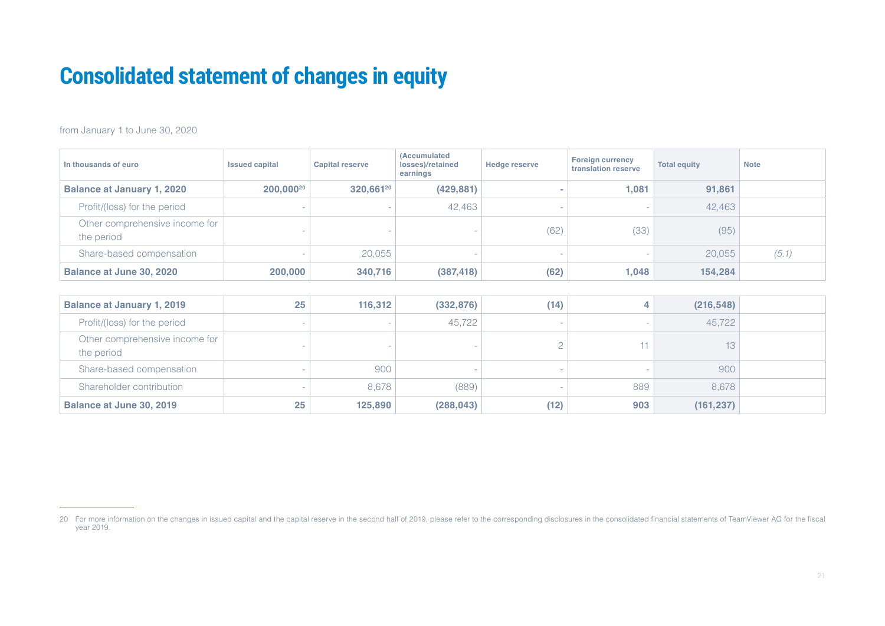# Consolidated statement of changes in equity

from January 1 to June 30, 2020

| In thousands of euro | Issued capital | Capital reserve | (Accumulated losses)/retained earnings | Hedge reserve | Foreign currency translation reserve | Total equity | Note |
|---|---|---|---|---|---|---|---|
| **Balance at January 1, 2020** | **200,000**[20] | **320,661**[20] | **(429,881)** | **-** | **1,081** | **91,861** | |
| Profit/(loss) for the period | - | - | 42,463 | - | - | 42,463 | |
| Other comprehensive income for the period | - | - | - | (62) | (33) | (95) | |
| Share-based compensation | - | 20,055 | - | - | - | 20,055 | *(5.1)* |
| **Balance at June 30, 2020** | **200,000** | **340,716** | **(387,418)** | **(62)** | **1,048** | **154,284** | |
| | | | | | | | |
| **Balance at January 1, 2019** | **25** | **116,312** | **(332,876)** | **(14)** | **4** | **(216,548)** | |
| Profit/(loss) for the period | - | - | 45,722 | - | - | 45,722 | |
| Other comprehensive income for the period | - | - | - | 2 | 11 | 13 | |
| Share-based compensation | - | 900 | - | - | - | 900 | |
| Shareholder contribution | - | 8,678 | (889) | - | 889 | 8,678 | |
| **Balance at June 30, 2019** | **25** | **125,890** | **(288,043)** | **(12)** | **903** | **(161,237)** | |

20 For more information on the changes in issued capital and the capital reserve in the second half of 2019, please refer to the corresponding disclosures in the consolidated financial statements of TeamViewer AG for the fiscal year 2019.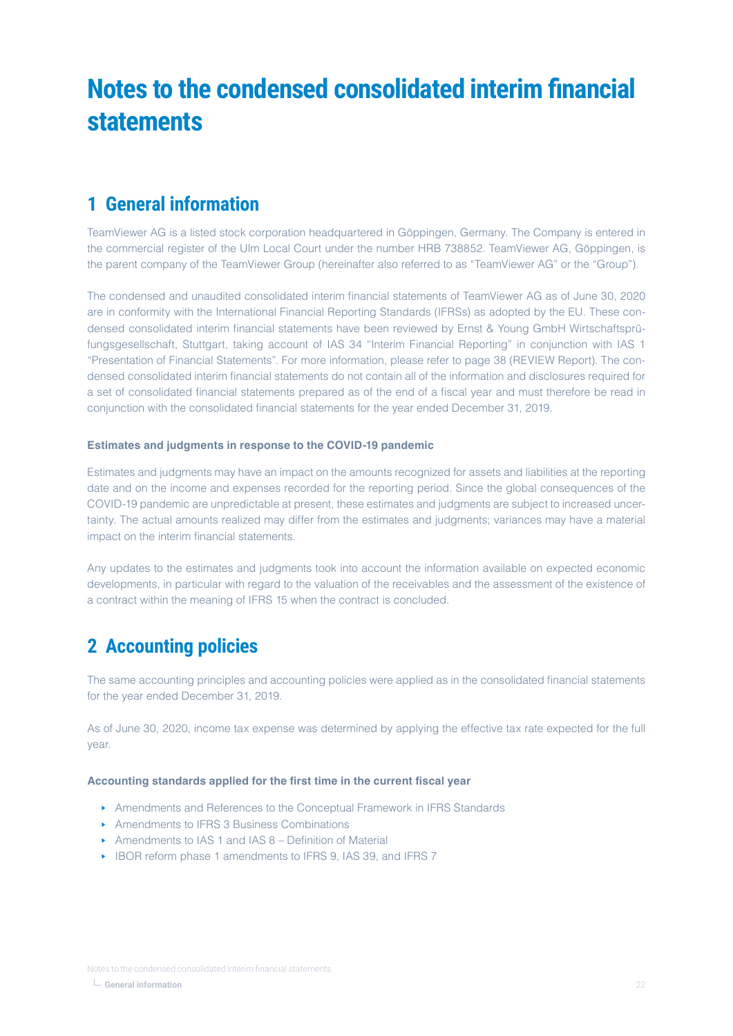# Notes to the condensed consolidated interim financial statements

## 1 General information

TeamViewer AG is a listed stock corporation headquartered in Göppingen, Germany. The Company is entered in the commercial register of the Ulm Local Court under the number HRB 738852. TeamViewer AG, Göppingen, is the parent company of the TeamViewer Group (hereinafter also referred to as "TeamViewer AG" or the "Group").

The condensed and unaudited consolidated interim financial statements of TeamViewer AG as of June 30, 2020 are in conformity with the International Financial Reporting Standards (IFRSs) as adopted by the EU. These condensed consolidated interim financial statements have been reviewed by Ernst & Young GmbH Wirtschaftsprüfungsgesellschaft, Stuttgart, taking account of IAS 34 "Interim Financial Reporting" in conjunction with IAS 1 "Presentation of Financial Statements". For more information, please refer to page 38 (REVIEW Report). The condensed consolidated interim financial statements do not contain all of the information and disclosures required for a set of consolidated financial statements prepared as of the end of a fiscal year and must therefore be read in conjunction with the consolidated financial statements for the year ended December 31, 2019.

**Estimates and judgments in response to the COVID-19 pandemic**

Estimates and judgments may have an impact on the amounts recognized for assets and liabilities at the reporting date and on the income and expenses recorded for the reporting period. Since the global consequences of the COVID-19 pandemic are unpredictable at present, these estimates and judgments are subject to increased uncertainty. The actual amounts realized may differ from the estimates and judgments; variances may have a material impact on the interim financial statements.

Any updates to the estimates and judgments took into account the information available on expected economic developments, in particular with regard to the valuation of the receivables and the assessment of the existence of a contract within the meaning of IFRS 15 when the contract is concluded.

## 2 Accounting policies

The same accounting principles and accounting policies were applied as in the consolidated financial statements for the year ended December 31, 2019.

As of June 30, 2020, income tax expense was determined by applying the effective tax rate expected for the full year.

**Accounting standards applied for the first time in the current fiscal year**

- Amendments and References to the Conceptual Framework in IFRS Standards
- Amendments to IFRS 3 Business Combinations
- Amendments to IAS 1 and IAS 8 – Definition of Material
- IBOR reform phase 1 amendments to IFRS 9, IAS 39, and IFRS 7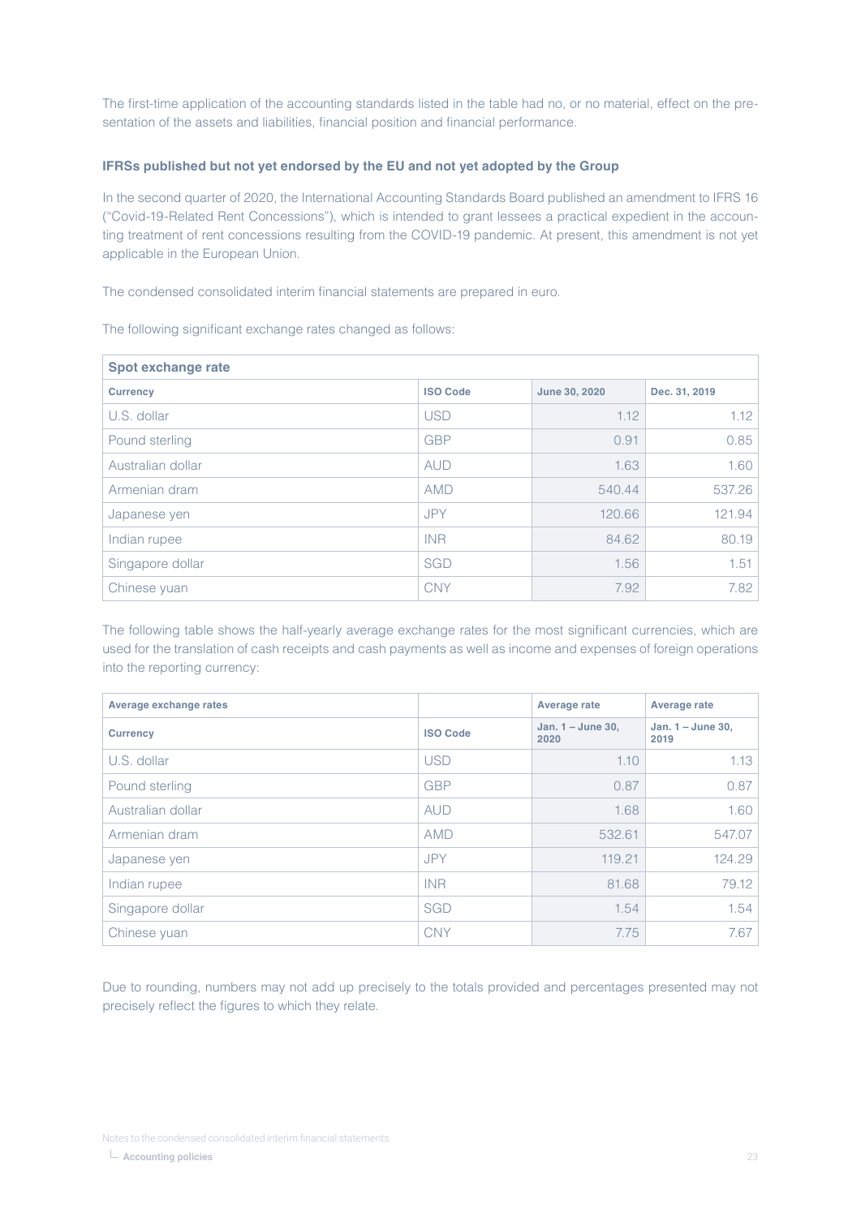The first-time application of the accounting standards listed in the table had no, or no material, effect on the presentation of the assets and liabilities, financial position and financial performance.

### IFRSs published but not yet endorsed by the EU and not yet adopted by the Group

In the second quarter of 2020, the International Accounting Standards Board published an amendment to IFRS 16 ("Covid-19-Related Rent Concessions"), which is intended to grant lessees a practical expedient in the accounting treatment of rent concessions resulting from the COVID-19 pandemic. At present, this amendment is not yet applicable in the European Union.

The condensed consolidated interim financial statements are prepared in euro.

The following significant exchange rates changed as follows:

| Spot exchange rate | | | |
|---|---|---|---|
| **Currency** | **ISO Code** | **June 30, 2020** | **Dec. 31, 2019** |
| U.S. dollar | USD | 1.12 | 1.12 |
| Pound sterling | GBP | 0.91 | 0.85 |
| Australian dollar | AUD | 1.63 | 1.60 |
| Armenian dram | AMD | 540.44 | 537.26 |
| Japanese yen | JPY | 120.66 | 121.94 |
| Indian rupee | INR | 84.62 | 80.19 |
| Singapore dollar | SGD | 1.56 | 1.51 |
| Chinese yuan | CNY | 7.92 | 7.82 |

The following table shows the half-yearly average exchange rates for the most significant currencies, which are used for the translation of cash receipts and cash payments as well as income and expenses of foreign operations into the reporting currency:

| Average exchange rates | | Average rate | Average rate |
|---|---|---|---|
| **Currency** | **ISO Code** | **Jan. 1 – June 30, 2020** | **Jan. 1 – June 30, 2019** |
| U.S. dollar | USD | 1.10 | 1.13 |
| Pound sterling | GBP | 0.87 | 0.87 |
| Australian dollar | AUD | 1.68 | 1.60 |
| Armenian dram | AMD | 532.61 | 547.07 |
| Japanese yen | JPY | 119.21 | 124.29 |
| Indian rupee | INR | 81.68 | 79.12 |
| Singapore dollar | SGD | 1.54 | 1.54 |
| Chinese yuan | CNY | 7.75 | 7.67 |

Due to rounding, numbers may not add up precisely to the totals provided and percentages presented may not precisely reflect the figures to which they relate.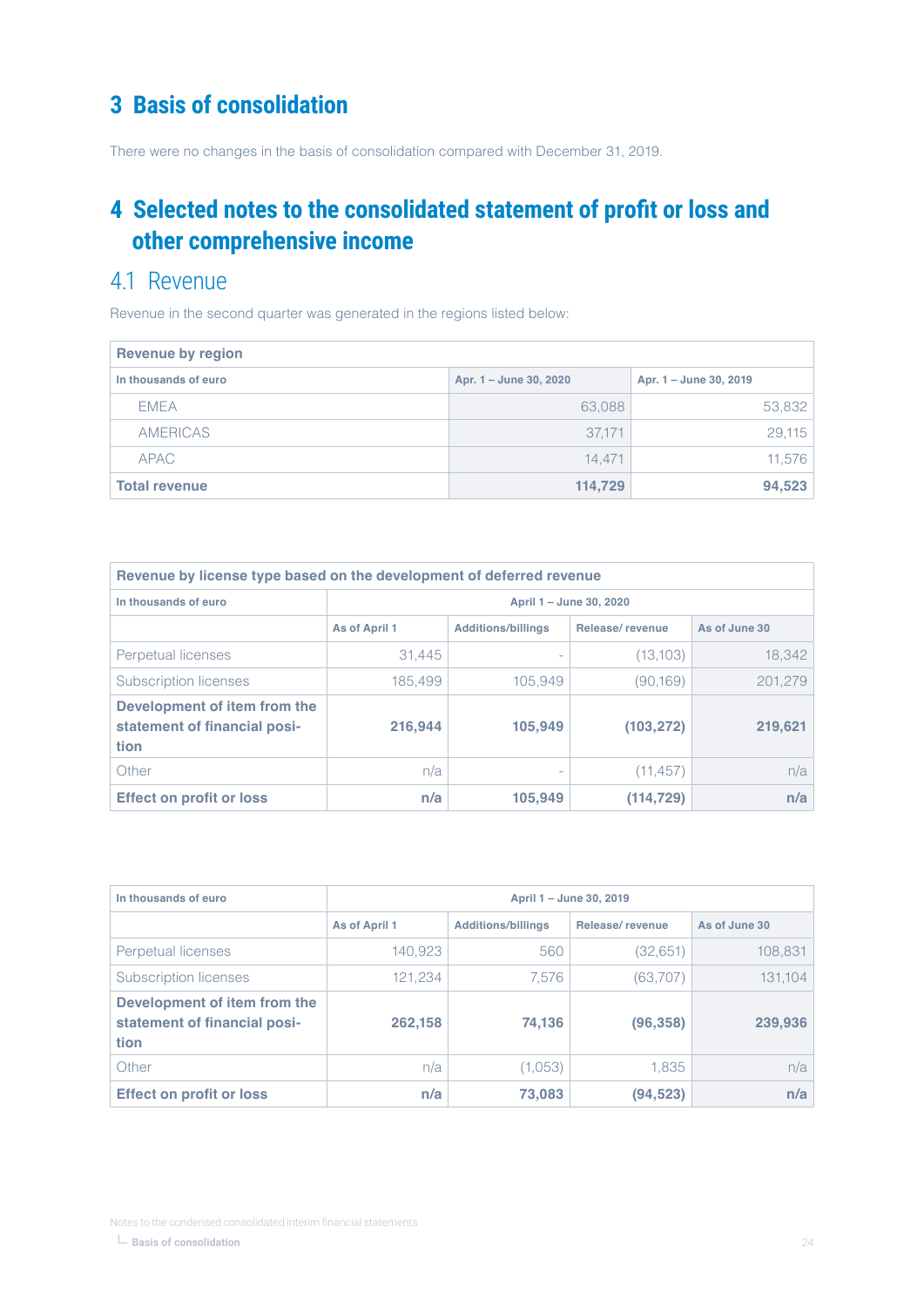# 3 Basis of consolidation

There were no changes in the basis of consolidation compared with December 31, 2019.

# 4 Selected notes to the consolidated statement of profit or loss and other comprehensive income

## 4.1 Revenue

Revenue in the second quarter was generated in the regions listed below:

| Revenue by region | | |
|---|---|---|
| In thousands of euro | Apr. 1 – June 30, 2020 | Apr. 1 – June 30, 2019 |
| EMEA | 63,088 | 53,832 |
| AMERICAS | 37,171 | 29,115 |
| APAC | 14,471 | 11,576 |
| **Total revenue** | **114,729** | **94,523** |

| Revenue by license type based on the development of deferred revenue | | | | |
|---|---|---|---|---|
| In thousands of euro | April 1 – June 30, 2020 | | | |
| | As of April 1 | Additions/billings | Release/ revenue | As of June 30 |
| Perpetual licenses | 31,445 | - | (13,103) | 18,342 |
| Subscription licenses | 185,499 | 105,949 | (90,169) | 201,279 |
| **Development of item from the statement of financial position** | **216,944** | **105,949** | **(103,272)** | **219,621** |
| Other | n/a | - | (11,457) | n/a |
| **Effect on profit or loss** | **n/a** | **105,949** | **(114,729)** | **n/a** |

| In thousands of euro | April 1 – June 30, 2019 | | | |
|---|---|---|---|---|
| | As of April 1 | Additions/billings | Release/ revenue | As of June 30 |
| Perpetual licenses | 140,923 | 560 | (32,651) | 108,831 |
| Subscription licenses | 121,234 | 7,576 | (63,707) | 131,104 |
| **Development of item from the statement of financial position** | **262,158** | **74,136** | **(96,358)** | **239,936** |
| Other | n/a | (1,053) | 1,835 | n/a |
| **Effect on profit or loss** | **n/a** | **73,083** | **(94,523)** | **n/a** |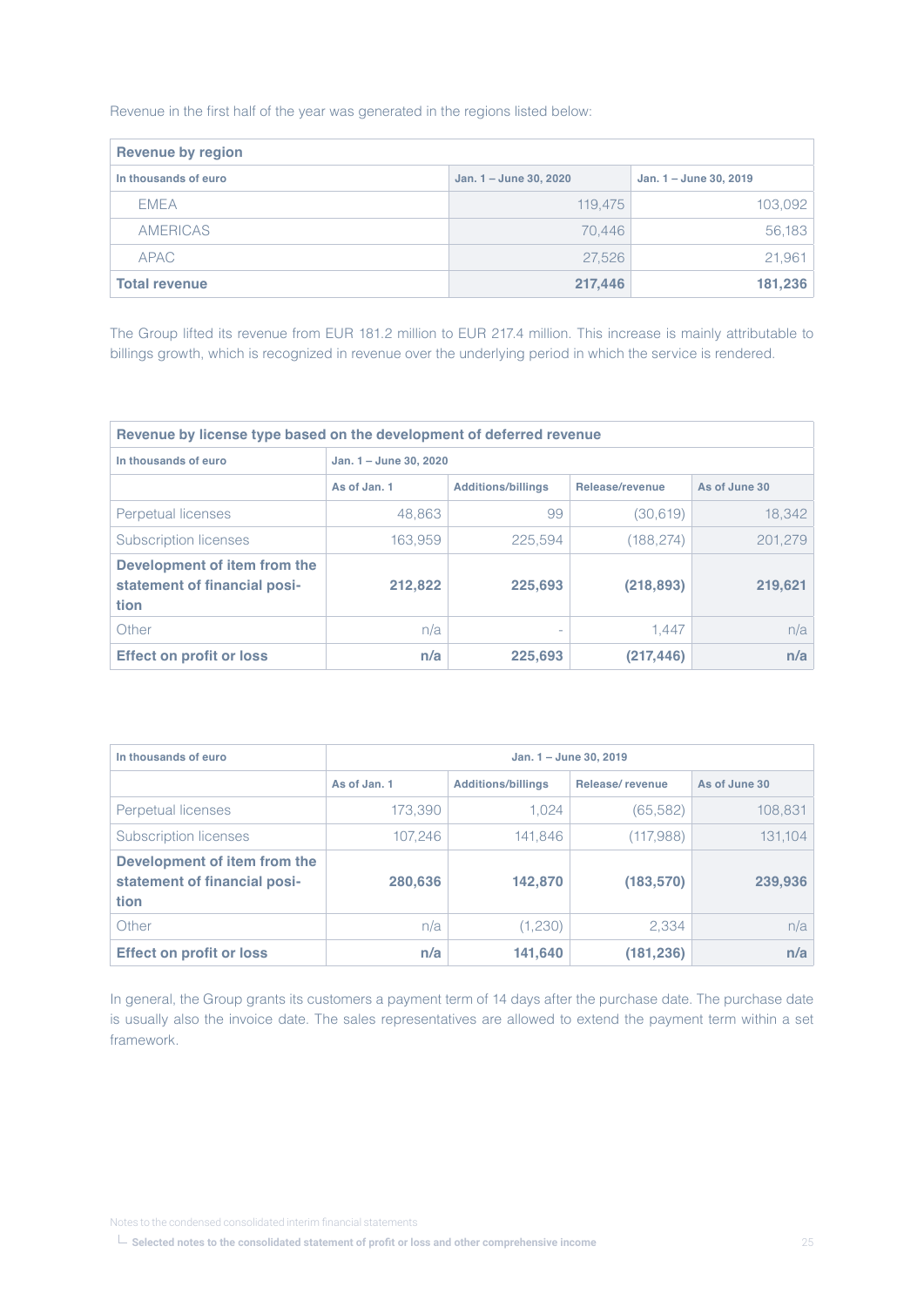Revenue in the first half of the year was generated in the regions listed below:

| Revenue by region | | |
|---|---|---|
| In thousands of euro | Jan. 1 – June 30, 2020 | Jan. 1 – June 30, 2019 |
| EMEA | 119,475 | 103,092 |
| AMERICAS | 70,446 | 56,183 |
| APAC | 27,526 | 21,961 |
| **Total revenue** | **217,446** | **181,236** |

The Group lifted its revenue from EUR 181.2 million to EUR 217.4 million. This increase is mainly attributable to billings growth, which is recognized in revenue over the underlying period in which the service is rendered.

| Revenue by license type based on the development of deferred revenue | | | | |
|---|---|---|---|---|
| In thousands of euro | Jan. 1 – June 30, 2020 | | | |
| | As of Jan. 1 | Additions/billings | Release/revenue | As of June 30 |
| Perpetual licenses | 48,863 | 99 | (30,619) | 18,342 |
| Subscription licenses | 163,959 | 225,594 | (188,274) | 201,279 |
| **Development of item from the statement of financial position** | **212,822** | **225,693** | **(218,893)** | **219,621** |
| Other | n/a | - | 1,447 | n/a |
| **Effect on profit or loss** | **n/a** | **225,693** | **(217,446)** | **n/a** |

| In thousands of euro | Jan. 1 – June 30, 2019 | | | |
|---|---|---|---|---|
| | As of Jan. 1 | Additions/billings | Release/ revenue | As of June 30 |
| Perpetual licenses | 173,390 | 1,024 | (65,582) | 108,831 |
| Subscription licenses | 107,246 | 141,846 | (117,988) | 131,104 |
| **Development of item from the statement of financial position** | **280,636** | **142,870** | **(183,570)** | **239,936** |
| Other | n/a | (1,230) | 2,334 | n/a |
| **Effect on profit or loss** | **n/a** | **141,640** | **(181,236)** | **n/a** |

In general, the Group grants its customers a payment term of 14 days after the purchase date. The purchase date is usually also the invoice date. The sales representatives are allowed to extend the payment term within a set framework.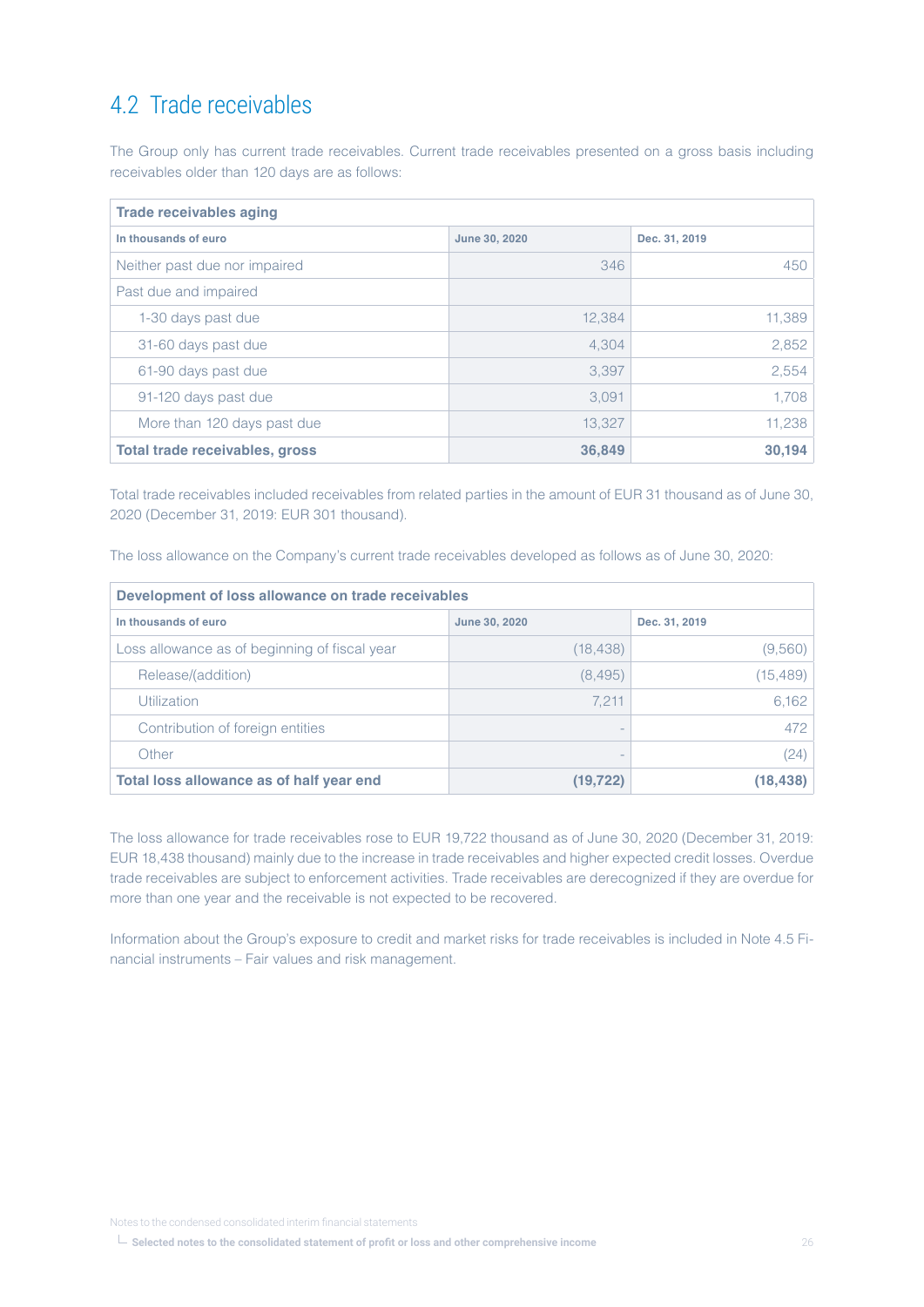## 4.2 Trade receivables

The Group only has current trade receivables. Current trade receivables presented on a gross basis including receivables older than 120 days are as follows:

| Trade receivables aging | | |
|---|---|---|
| **In thousands of euro** | **June 30, 2020** | **Dec. 31, 2019** |
| Neither past due nor impaired | 346 | 450 |
| Past due and impaired | | |
| 1-30 days past due | 12,384 | 11,389 |
| 31-60 days past due | 4,304 | 2,852 |
| 61-90 days past due | 3,397 | 2,554 |
| 91-120 days past due | 3,091 | 1,708 |
| More than 120 days past due | 13,327 | 11,238 |
| **Total trade receivables, gross** | **36,849** | **30,194** |

Total trade receivables included receivables from related parties in the amount of EUR 31 thousand as of June 30, 2020 (December 31, 2019: EUR 301 thousand).

The loss allowance on the Company's current trade receivables developed as follows as of June 30, 2020:

| Development of loss allowance on trade receivables | | |
|---|---|---|
| **In thousands of euro** | **June 30, 2020** | **Dec. 31, 2019** |
| Loss allowance as of beginning of fiscal year | (18,438) | (9,560) |
| Release/(addition) | (8,495) | (15,489) |
| Utilization | 7,211 | 6,162 |
| Contribution of foreign entities | - | 472 |
| Other | - | (24) |
| **Total loss allowance as of half year end** | **(19,722)** | **(18,438)** |

The loss allowance for trade receivables rose to EUR 19,722 thousand as of June 30, 2020 (December 31, 2019: EUR 18,438 thousand) mainly due to the increase in trade receivables and higher expected credit losses. Overdue trade receivables are subject to enforcement activities. Trade receivables are derecognized if they are overdue for more than one year and the receivable is not expected to be recovered.

Information about the Group's exposure to credit and market risks for trade receivables is included in Note 4.5 Financial instruments – Fair values and risk management.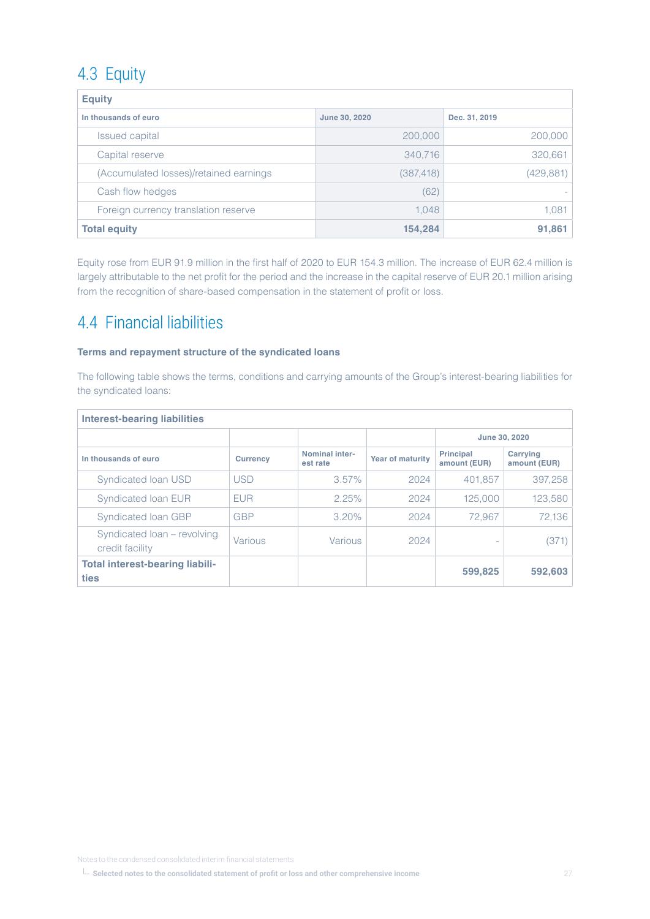## 4.3 Equity

| Equity | | |
|---|---|---|
| In thousands of euro | June 30, 2020 | Dec. 31, 2019 |
| Issued capital | 200,000 | 200,000 |
| Capital reserve | 340,716 | 320,661 |
| (Accumulated losses)/retained earnings | (387,418) | (429,881) |
| Cash flow hedges | (62) | - |
| Foreign currency translation reserve | 1,048 | 1,081 |
| **Total equity** | **154,284** | **91,861** |

Equity rose from EUR 91.9 million in the first half of 2020 to EUR 154.3 million. The increase of EUR 62.4 million is largely attributable to the net profit for the period and the increase in the capital reserve of EUR 20.1 million arising from the recognition of share-based compensation in the statement of profit or loss.

## 4.4 Financial liabilities

### Terms and repayment structure of the syndicated loans

The following table shows the terms, conditions and carrying amounts of the Group's interest-bearing liabilities for the syndicated loans:

| Interest-bearing liabilities | | | | | |
|---|---|---|---|---|---|
| | | | | June 30, 2020 | |
| In thousands of euro | Currency | Nominal interest rate | Year of maturity | Principal amount (EUR) | Carrying amount (EUR) |
| Syndicated loan USD | USD | 3.57% | 2024 | 401,857 | 397,258 |
| Syndicated loan EUR | EUR | 2.25% | 2024 | 125,000 | 123,580 |
| Syndicated loan GBP | GBP | 3.20% | 2024 | 72,967 | 72,136 |
| Syndicated loan – revolving credit facility | Various | Various | 2024 | - | (371) |
| **Total interest-bearing liabilities** | | | | **599,825** | **592,603** |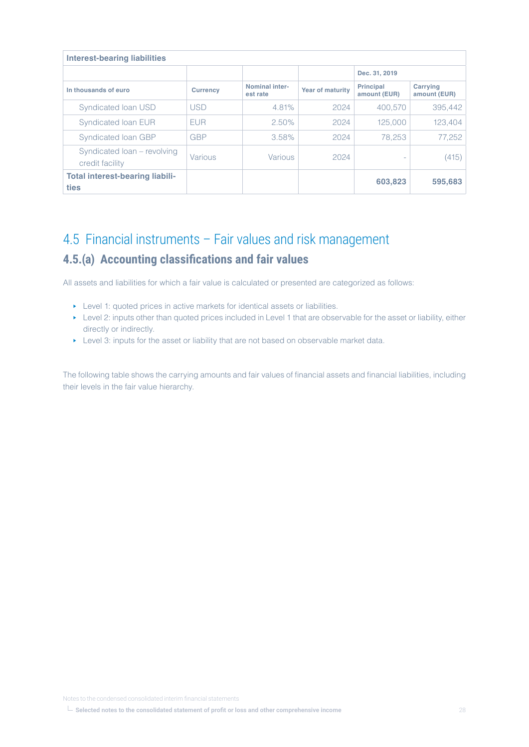| Interest-bearing liabilities | | | | | |
|---|---|---|---|---|---|
| | | | | Dec. 31, 2019 | |
| In thousands of euro | Currency | Nominal interest rate | Year of maturity | Principal amount (EUR) | Carrying amount (EUR) |
| Syndicated loan USD | USD | 4.81% | 2024 | 400,570 | 395,442 |
| Syndicated loan EUR | EUR | 2.50% | 2024 | 125,000 | 123,404 |
| Syndicated loan GBP | GBP | 3.58% | 2024 | 78,253 | 77,252 |
| Syndicated loan – revolving credit facility | Various | Various | 2024 | - | (415) |
| **Total interest-bearing liabilities** | | | | **603,823** | **595,683** |

# 4.5 Financial instruments – Fair values and risk management

## 4.5.(a) Accounting classifications and fair values

All assets and liabilities for which a fair value is calculated or presented are categorized as follows:

- Level 1: quoted prices in active markets for identical assets or liabilities.
- Level 2: inputs other than quoted prices included in Level 1 that are observable for the asset or liability, either directly or indirectly.
- Level 3: inputs for the asset or liability that are not based on observable market data.

The following table shows the carrying amounts and fair values of financial assets and financial liabilities, including their levels in the fair value hierarchy.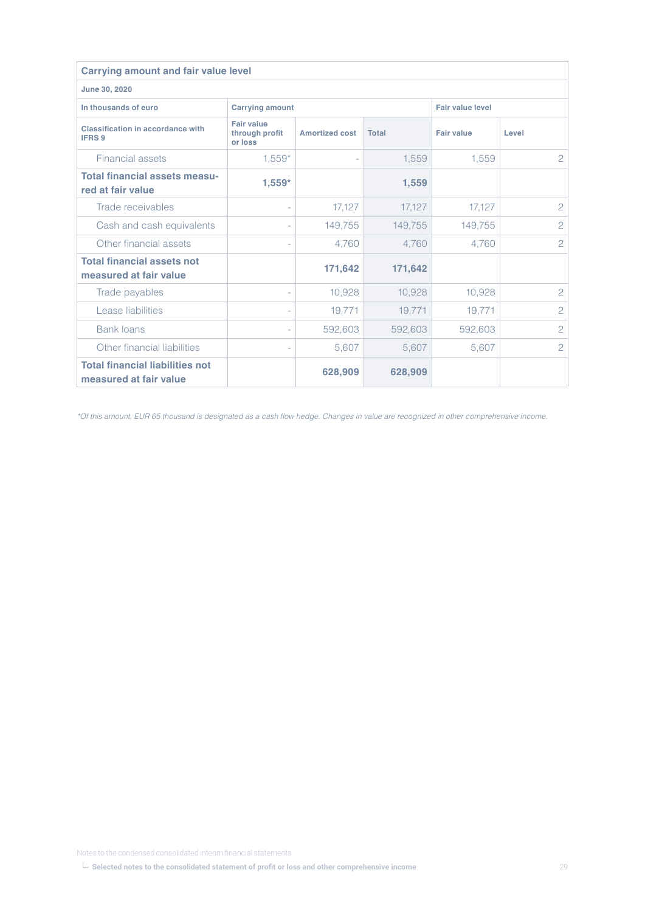| Carrying amount and fair value level | | | | | |
|---|---|---|---|---|---|
| **June 30, 2020** | | | | | |
| **In thousands of euro** | **Carrying amount** | | | **Fair value level** | |
| **Classification in accordance with IFRS 9** | **Fair value through profit or loss** | **Amortized cost** | **Total** | **Fair value** | **Level** |
| Financial assets | 1,559* | - | 1,559 | 1,559 | 2 |
| **Total financial assets measured at fair value** | **1,559*** | | **1,559** | | |
| Trade receivables | - | 17,127 | 17,127 | 17,127 | 2 |
| Cash and cash equivalents | - | 149,755 | 149,755 | 149,755 | 2 |
| Other financial assets | - | 4,760 | 4,760 | 4,760 | 2 |
| **Total financial assets not measured at fair value** | | **171,642** | **171,642** | | |
| Trade payables | - | 10,928 | 10,928 | 10,928 | 2 |
| Lease liabilities | - | 19,771 | 19,771 | 19,771 | 2 |
| Bank loans | - | 592,603 | 592,603 | 592,603 | 2 |
| Other financial liabilities | - | 5,607 | 5,607 | 5,607 | 2 |
| **Total financial liabilities not measured at fair value** | | **628,909** | **628,909** | | |

*\*Of this amount, EUR 65 thousand is designated as a cash flow hedge. Changes in value are recognized in other comprehensive income.*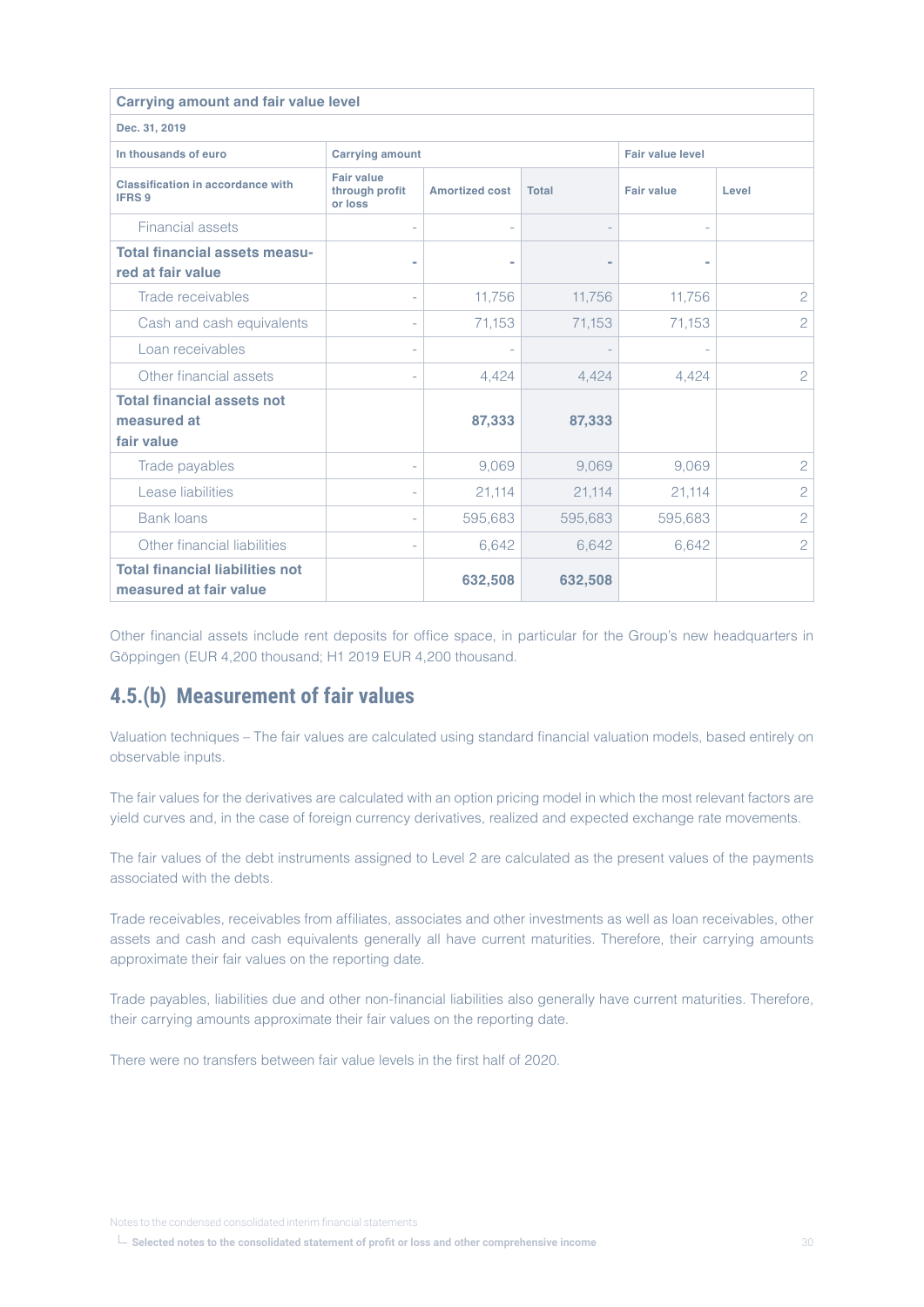| Carrying amount and fair value level | | | | | |
|---|---|---|---|---|---|
| Dec. 31, 2019 | | | | | |
| In thousands of euro | Carrying amount | | | Fair value level | |
| Classification in accordance with IFRS 9 | Fair value through profit or loss | Amortized cost | Total | Fair value | Level |
| Financial assets | - | - | - | - | |
| **Total financial assets measured at fair value** | **-** | **-** | **-** | **-** | |
| Trade receivables | - | 11,756 | 11,756 | 11,756 | 2 |
| Cash and cash equivalents | - | 71,153 | 71,153 | 71,153 | 2 |
| Loan receivables | - | - | - | - | |
| Other financial assets | - | 4,424 | 4,424 | 4,424 | 2 |
| **Total financial assets not measured at fair value** | | **87,333** | **87,333** | | |
| Trade payables | - | 9,069 | 9,069 | 9,069 | 2 |
| Lease liabilities | - | 21,114 | 21,114 | 21,114 | 2 |
| Bank loans | - | 595,683 | 595,683 | 595,683 | 2 |
| Other financial liabilities | - | 6,642 | 6,642 | 6,642 | 2 |
| **Total financial liabilities not measured at fair value** | | **632,508** | **632,508** | | |

Other financial assets include rent deposits for office space, in particular for the Group's new headquarters in Göppingen (EUR 4,200 thousand; H1 2019 EUR 4,200 thousand.

## 4.5.(b) Measurement of fair values

Valuation techniques – The fair values are calculated using standard financial valuation models, based entirely on observable inputs.

The fair values for the derivatives are calculated with an option pricing model in which the most relevant factors are yield curves and, in the case of foreign currency derivatives, realized and expected exchange rate movements.

The fair values of the debt instruments assigned to Level 2 are calculated as the present values of the payments associated with the debts.

Trade receivables, receivables from affiliates, associates and other investments as well as loan receivables, other assets and cash and cash equivalents generally all have current maturities. Therefore, their carrying amounts approximate their fair values on the reporting date.

Trade payables, liabilities due and other non-financial liabilities also generally have current maturities. Therefore, their carrying amounts approximate their fair values on the reporting date.

There were no transfers between fair value levels in the first half of 2020.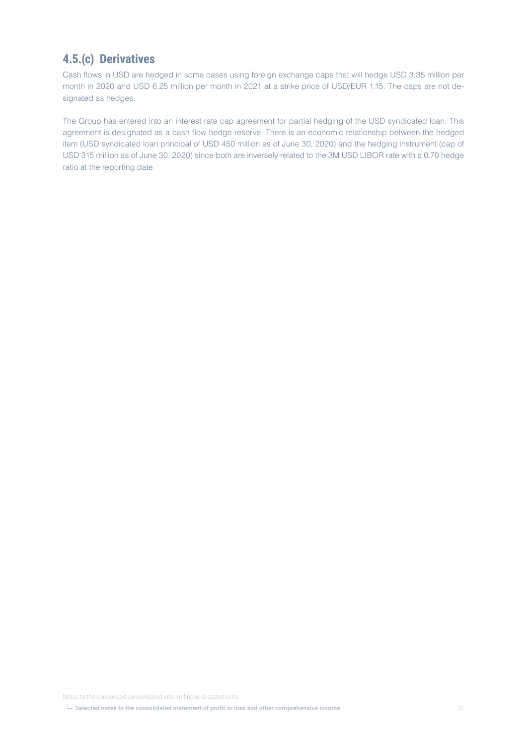## 4.5.(c) Derivatives

Cash flows in USD are hedged in some cases using foreign exchange caps that will hedge USD 3.35 million per month in 2020 and USD 6.25 million per month in 2021 at a strike price of USD/EUR 1.15. The caps are not designated as hedges.

The Group has entered into an interest rate cap agreement for partial hedging of the USD syndicated loan. This agreement is designated as a cash flow hedge reserve. There is an economic relationship between the hedged item (USD syndicated loan principal of USD 450 million as of June 30, 2020) and the hedging instrument (cap of USD 315 million as of June 30, 2020) since both are inversely related to the 3M USD LIBOR rate with a 0.70 hedge ratio at the reporting date.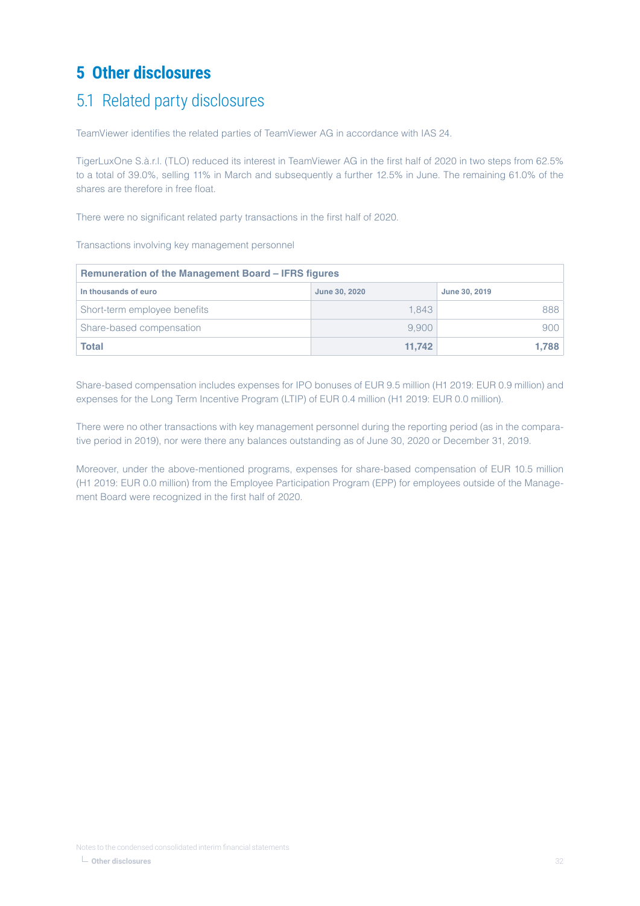# 5 Other disclosures

## 5.1 Related party disclosures

TeamViewer identifies the related parties of TeamViewer AG in accordance with IAS 24.

TigerLuxOne S.à.r.l. (TLO) reduced its interest in TeamViewer AG in the first half of 2020 in two steps from 62.5% to a total of 39.0%, selling 11% in March and subsequently a further 12.5% in June. The remaining 61.0% of the shares are therefore in free float.

There were no significant related party transactions in the first half of 2020.

Transactions involving key management personnel

| Remuneration of the Management Board – IFRS figures | | |
|---|---|---|
| In thousands of euro | June 30, 2020 | June 30, 2019 |
| Short-term employee benefits | 1,843 | 888 |
| Share-based compensation | 9,900 | 900 |
| **Total** | **11,742** | **1,788** |

Share-based compensation includes expenses for IPO bonuses of EUR 9.5 million (H1 2019: EUR 0.9 million) and expenses for the Long Term Incentive Program (LTIP) of EUR 0.4 million (H1 2019: EUR 0.0 million).

There were no other transactions with key management personnel during the reporting period (as in the comparative period in 2019), nor were there any balances outstanding as of June 30, 2020 or December 31, 2019.

Moreover, under the above-mentioned programs, expenses for share-based compensation of EUR 10.5 million (H1 2019: EUR 0.0 million) from the Employee Participation Program (EPP) for employees outside of the Management Board were recognized in the first half of 2020.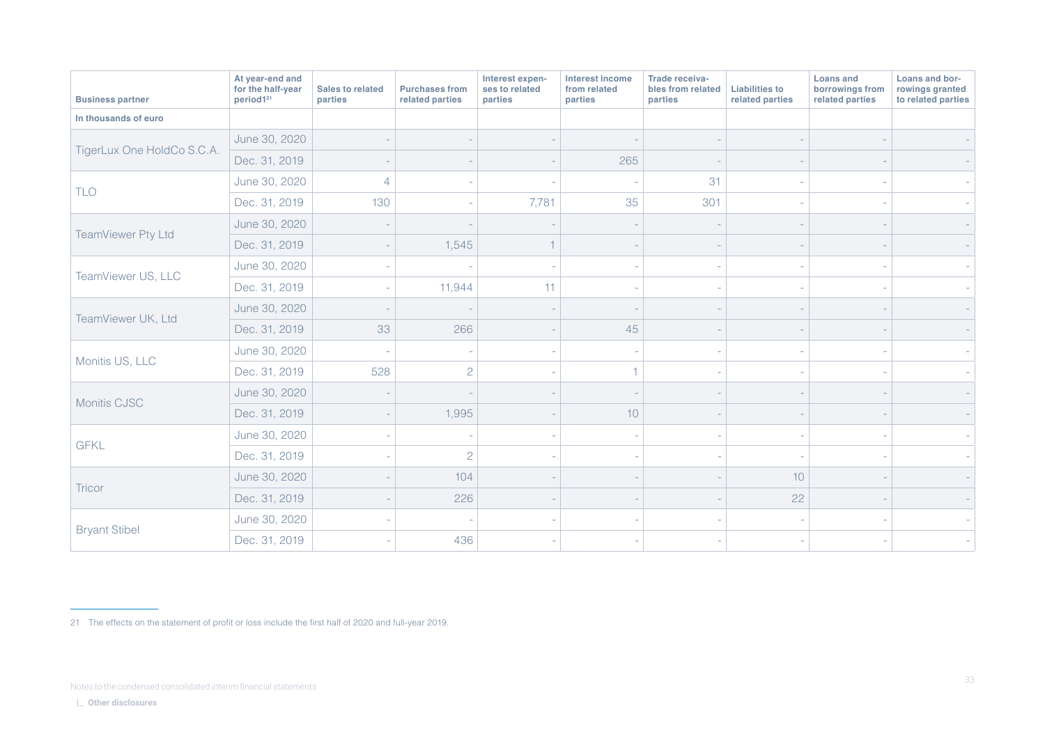| Business partner | At year-end and for the half-year period1[21] | Sales to related parties | Purchases from related parties | Interest expenses to related parties | Interest income from related parties | Trade receivables from related parties | Liabilities to related parties | Loans and borrowings from related parties | Loans and borrowings granted to related parties |
|---|---|---|---|---|---|---|---|---|---|
| In thousands of euro | | | | | | | | | |
| TigerLux One HoldCo S.C.A. | June 30, 2020 | - | - | - | - | - | - | - | - |
| | Dec. 31, 2019 | - | - | - | 265 | - | - | - | - |
| TLO | June 30, 2020 | 4 | - | - | - | 31 | - | - | - |
| | Dec. 31, 2019 | 130 | - | 7,781 | 35 | 301 | - | - | - |
| TeamViewer Pty Ltd | June 30, 2020 | - | - | - | - | - | - | - | - |
| | Dec. 31, 2019 | - | 1,545 | 1 | - | - | - | - | - |
| TeamViewer US, LLC | June 30, 2020 | - | - | - | - | - | - | - | - |
| | Dec. 31, 2019 | - | 11,944 | 11 | - | - | - | - | - |
| TeamViewer UK, Ltd | June 30, 2020 | - | - | - | - | - | - | - | - |
| | Dec. 31, 2019 | 33 | 266 | - | 45 | - | - | - | - |
| Monitis US, LLC | June 30, 2020 | - | - | - | - | - | - | - | - |
| | Dec. 31, 2019 | 528 | 2 | - | 1 | - | - | - | - |
| Monitis CJSC | June 30, 2020 | - | - | - | - | - | - | - | - |
| | Dec. 31, 2019 | - | 1,995 | - | 10 | - | - | - | - |
| GFKL | June 30, 2020 | - | - | - | - | - | - | - | - |
| | Dec. 31, 2019 | - | 2 | - | - | - | - | - | - |
| Tricor | June 30, 2020 | - | 104 | - | - | - | 10 | - | - |
| | Dec. 31, 2019 | - | 226 | - | - | - | 22 | - | - |
| Bryant Stibel | June 30, 2020 | - | - | - | - | - | - | - | - |
| | Dec. 31, 2019 | - | 436 | - | - | - | - | - | - |

21 The effects on the statement of profit or loss include the first half of 2020 and full-year 2019.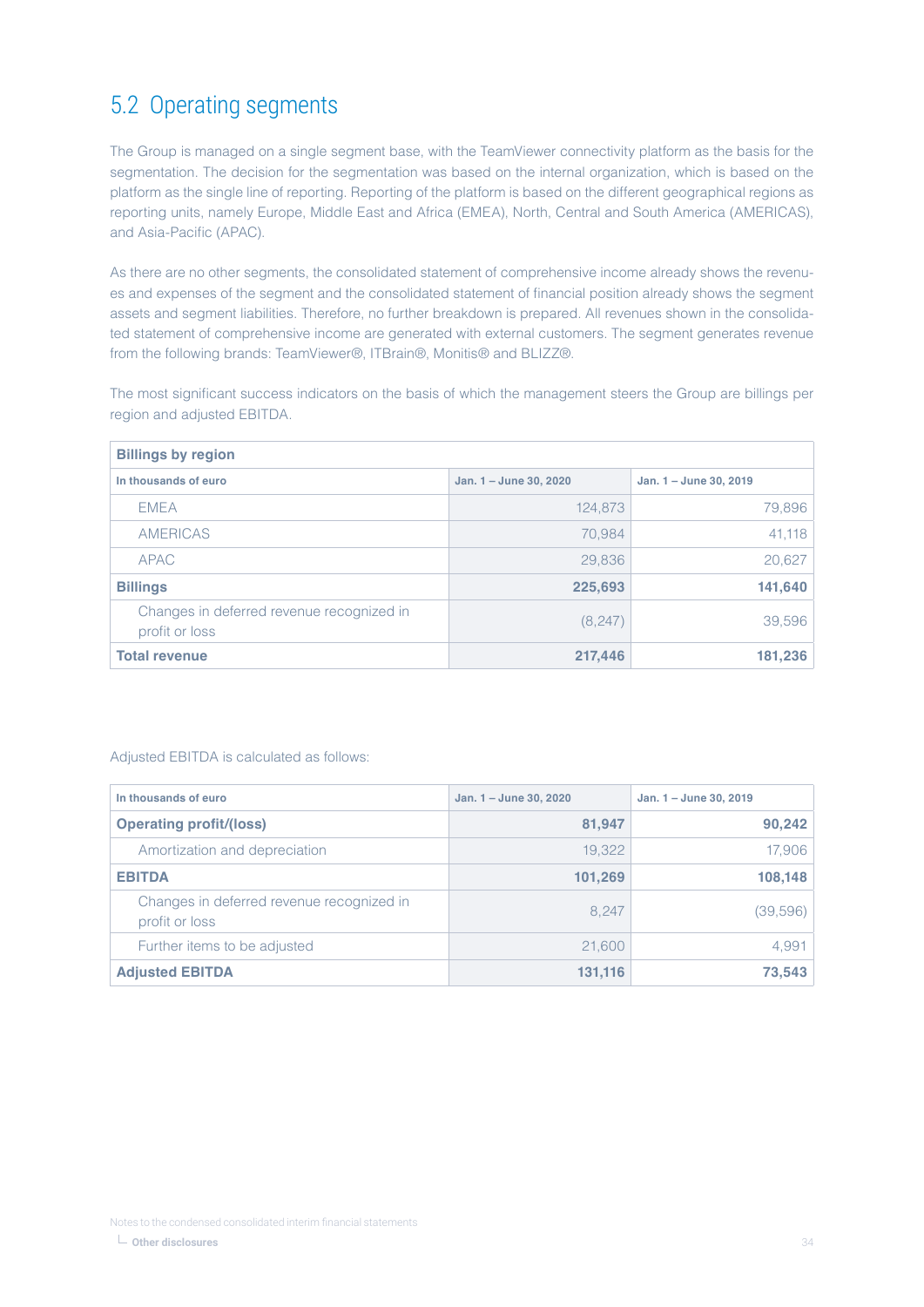## 5.2 Operating segments

The Group is managed on a single segment base, with the TeamViewer connectivity platform as the basis for the segmentation. The decision for the segmentation was based on the internal organization, which is based on the platform as the single line of reporting. Reporting of the platform is based on the different geographical regions as reporting units, namely Europe, Middle East and Africa (EMEA), North, Central and South America (AMERICAS), and Asia-Pacific (APAC).

As there are no other segments, the consolidated statement of comprehensive income already shows the revenues and expenses of the segment and the consolidated statement of financial position already shows the segment assets and segment liabilities. Therefore, no further breakdown is prepared. All revenues shown in the consolidated statement of comprehensive income are generated with external customers. The segment generates revenue from the following brands: TeamViewer®, ITBrain®, Monitis® and BLIZZ®.

The most significant success indicators on the basis of which the management steers the Group are billings per region and adjusted EBITDA.

| **Billings by region** | | |
|---|---|---|
| **In thousands of euro** | **Jan. 1 – June 30, 2020** | **Jan. 1 – June 30, 2019** |
| EMEA | 124,873 | 79,896 |
| AMERICAS | 70,984 | 41,118 |
| APAC | 29,836 | 20,627 |
| **Billings** | **225,693** | **141,640** |
| Changes in deferred revenue recognized in profit or loss | (8,247) | 39,596 |
| **Total revenue** | **217,446** | **181,236** |

Adjusted EBITDA is calculated as follows:

| **In thousands of euro** | **Jan. 1 – June 30, 2020** | **Jan. 1 – June 30, 2019** |
|---|---|---|
| **Operating profit/(loss)** | **81,947** | **90,242** |
| Amortization and depreciation | 19,322 | 17,906 |
| **EBITDA** | **101,269** | **108,148** |
| Changes in deferred revenue recognized in profit or loss | 8,247 | (39,596) |
| Further items to be adjusted | 21,600 | 4,991 |
| **Adjusted EBITDA** | **131,116** | **73,543** |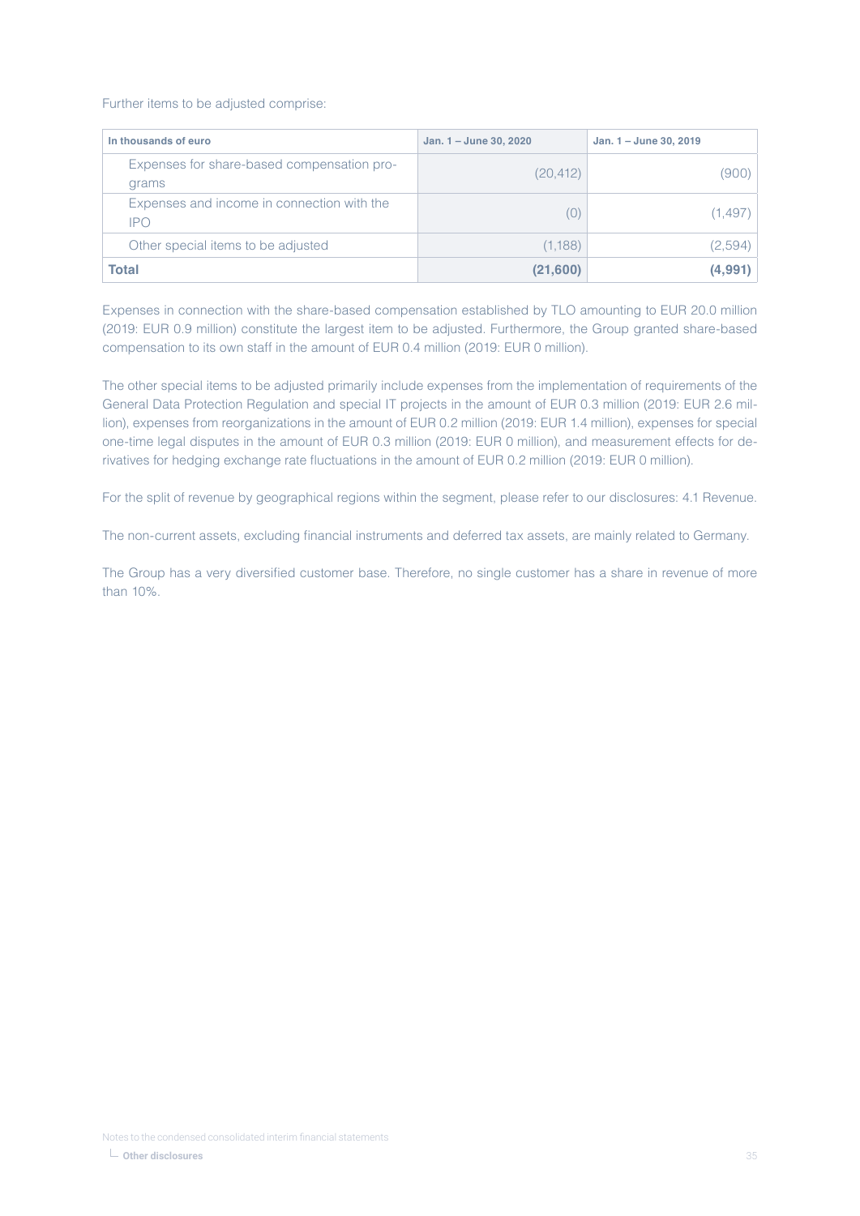Further items to be adjusted comprise:

| In thousands of euro | Jan. 1 – June 30, 2020 | Jan. 1 – June 30, 2019 |
|---|---|---|
| Expenses for share-based compensation programs | (20,412) | (900) |
| Expenses and income in connection with the IPO | (0) | (1,497) |
| Other special items to be adjusted | (1,188) | (2,594) |
| **Total** | **(21,600)** | **(4,991)** |

Expenses in connection with the share-based compensation established by TLO amounting to EUR 20.0 million (2019: EUR 0.9 million) constitute the largest item to be adjusted. Furthermore, the Group granted share-based compensation to its own staff in the amount of EUR 0.4 million (2019: EUR 0 million).

The other special items to be adjusted primarily include expenses from the implementation of requirements of the General Data Protection Regulation and special IT projects in the amount of EUR 0.3 million (2019: EUR 2.6 million), expenses from reorganizations in the amount of EUR 0.2 million (2019: EUR 1.4 million), expenses for special one-time legal disputes in the amount of EUR 0.3 million (2019: EUR 0 million), and measurement effects for derivatives for hedging exchange rate fluctuations in the amount of EUR 0.2 million (2019: EUR 0 million).

For the split of revenue by geographical regions within the segment, please refer to our disclosures: 4.1 Revenue.

The non-current assets, excluding financial instruments and deferred tax assets, are mainly related to Germany.

The Group has a very diversified customer base. Therefore, no single customer has a share in revenue of more than 10%.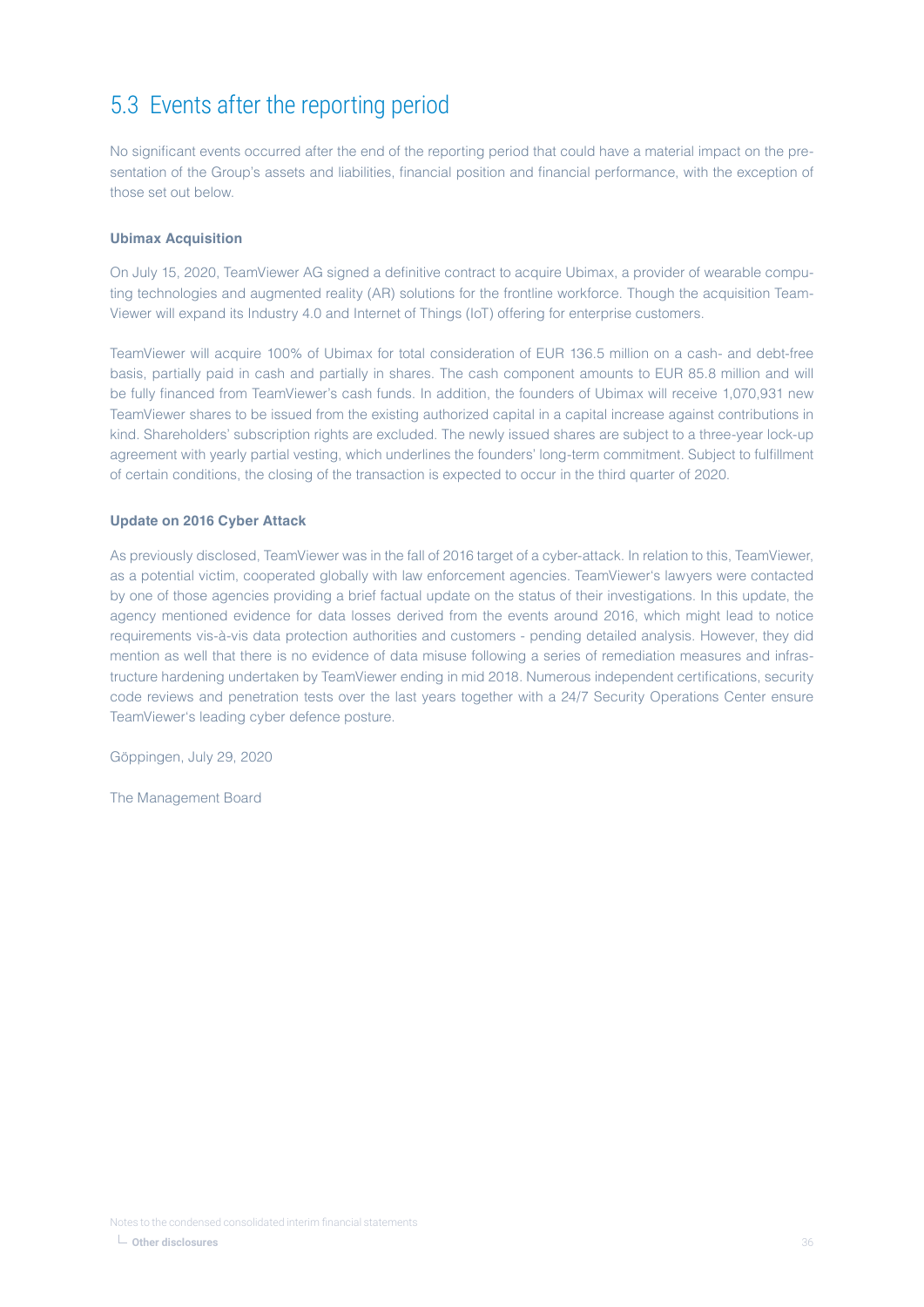## 5.3 Events after the reporting period

No significant events occurred after the end of the reporting period that could have a material impact on the presentation of the Group's assets and liabilities, financial position and financial performance, with the exception of those set out below.

**Ubimax Acquisition**

On July 15, 2020, TeamViewer AG signed a definitive contract to acquire Ubimax, a provider of wearable computing technologies and augmented reality (AR) solutions for the frontline workforce. Though the acquisition TeamViewer will expand its Industry 4.0 and Internet of Things (IoT) offering for enterprise customers.

TeamViewer will acquire 100% of Ubimax for total consideration of EUR 136.5 million on a cash- and debt-free basis, partially paid in cash and partially in shares. The cash component amounts to EUR 85.8 million and will be fully financed from TeamViewer's cash funds. In addition, the founders of Ubimax will receive 1,070,931 new TeamViewer shares to be issued from the existing authorized capital in a capital increase against contributions in kind. Shareholders' subscription rights are excluded. The newly issued shares are subject to a three-year lock-up agreement with yearly partial vesting, which underlines the founders' long-term commitment. Subject to fulfillment of certain conditions, the closing of the transaction is expected to occur in the third quarter of 2020.

**Update on 2016 Cyber Attack**

As previously disclosed, TeamViewer was in the fall of 2016 target of a cyber-attack. In relation to this, TeamViewer, as a potential victim, cooperated globally with law enforcement agencies. TeamViewer's lawyers were contacted by one of those agencies providing a brief factual update on the status of their investigations. In this update, the agency mentioned evidence for data losses derived from the events around 2016, which might lead to notice requirements vis-à-vis data protection authorities and customers - pending detailed analysis. However, they did mention as well that there is no evidence of data misuse following a series of remediation measures and infrastructure hardening undertaken by TeamViewer ending in mid 2018. Numerous independent certifications, security code reviews and penetration tests over the last years together with a 24/7 Security Operations Center ensure TeamViewer's leading cyber defence posture.

Göppingen, July 29, 2020

The Management Board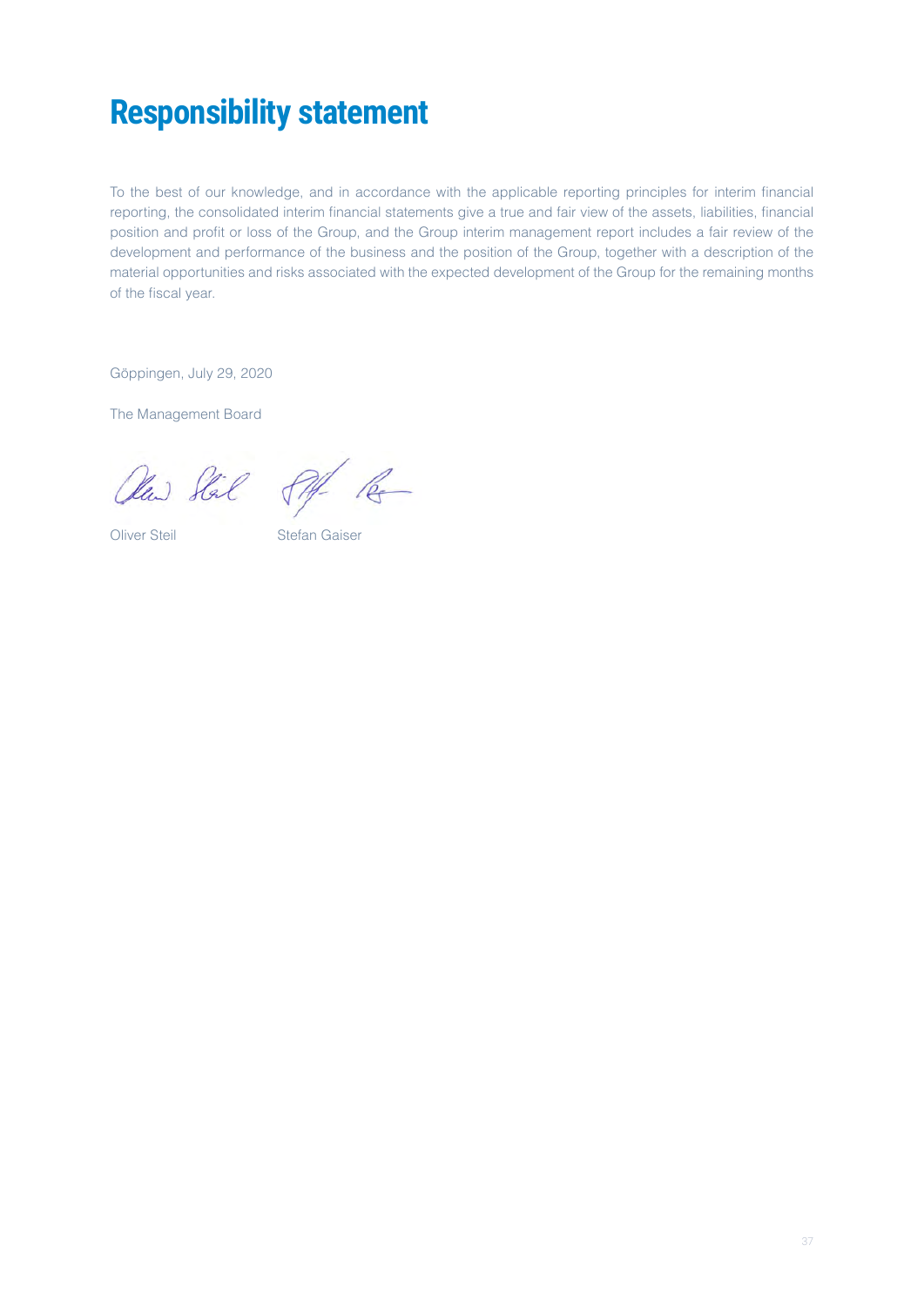# Responsibility statement

To the best of our knowledge, and in accordance with the applicable reporting principles for interim financial reporting, the consolidated interim financial statements give a true and fair view of the assets, liabilities, financial position and profit or loss of the Group, and the Group interim management report includes a fair review of the development and performance of the business and the position of the Group, together with a description of the material opportunities and risks associated with the expected development of the Group for the remaining months of the fiscal year.

Göppingen, July 29, 2020

The Management Board

Oliver Steil    Stefan Gaiser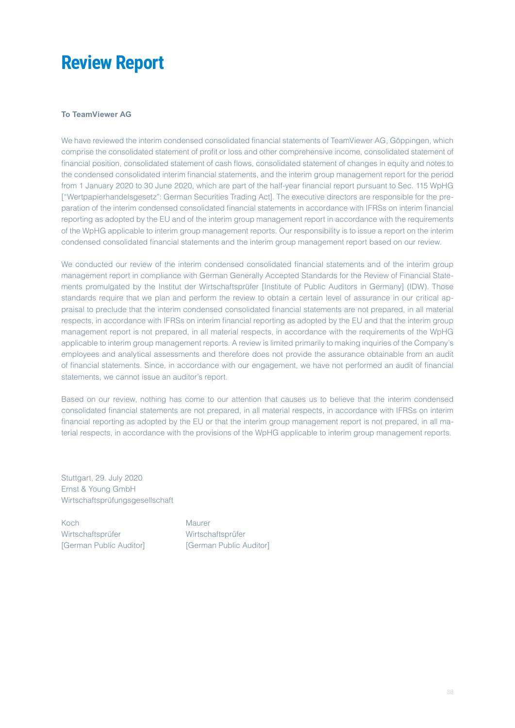# Review Report

**To TeamViewer AG**

We have reviewed the interim condensed consolidated financial statements of TeamViewer AG, Göppingen, which comprise the consolidated statement of profit or loss and other comprehensive income, consolidated statement of financial position, consolidated statement of cash flows, consolidated statement of changes in equity and notes to the condensed consolidated interim financial statements, and the interim group management report for the period from 1 January 2020 to 30 June 2020, which are part of the half-year financial report pursuant to Sec. 115 WpHG ["Wertpapierhandelsgesetz": German Securities Trading Act]. The executive directors are responsible for the preparation of the interim condensed consolidated financial statements in accordance with IFRSs on interim financial reporting as adopted by the EU and of the interim group management report in accordance with the requirements of the WpHG applicable to interim group management reports. Our responsibility is to issue a report on the interim condensed consolidated financial statements and the interim group management report based on our review.

We conducted our review of the interim condensed consolidated financial statements and of the interim group management report in compliance with German Generally Accepted Standards for the Review of Financial Statements promulgated by the Institut der Wirtschaftsprüfer [Institute of Public Auditors in Germany] (IDW). Those standards require that we plan and perform the review to obtain a certain level of assurance in our critical appraisal to preclude that the interim condensed consolidated financial statements are not prepared, in all material respects, in accordance with IFRSs on interim financial reporting as adopted by the EU and that the interim group management report is not prepared, in all material respects, in accordance with the requirements of the WpHG applicable to interim group management reports. A review is limited primarily to making inquiries of the Company's employees and analytical assessments and therefore does not provide the assurance obtainable from an audit of financial statements. Since, in accordance with our engagement, we have not performed an audit of financial statements, we cannot issue an auditor's report.

Based on our review, nothing has come to our attention that causes us to believe that the interim condensed consolidated financial statements are not prepared, in all material respects, in accordance with IFRSs on interim financial reporting as adopted by the EU or that the interim group management report is not prepared, in all material respects, in accordance with the provisions of the WpHG applicable to interim group management reports.

Stuttgart, 29. July 2020
Ernst & Young GmbH
Wirtschaftsprüfungsgesellschaft

Koch
Wirtschaftsprüfer
[German Public Auditor]

Maurer
Wirtschaftsprüfer
[German Public Auditor]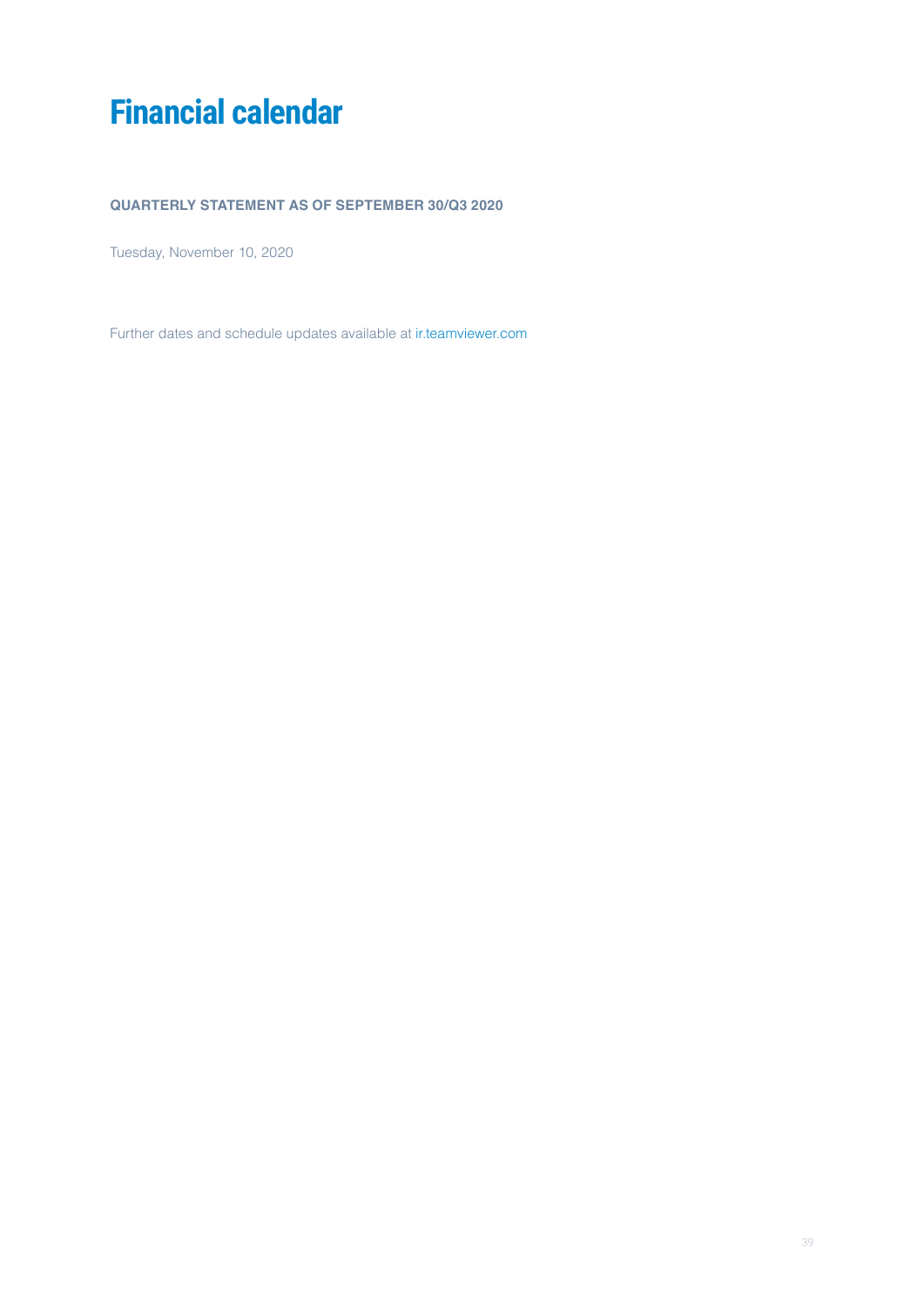# Financial calendar

**QUARTERLY STATEMENT AS OF SEPTEMBER 30/Q3 2020**

Tuesday, November 10, 2020

Further dates and schedule updates available at ir.teamviewer.com